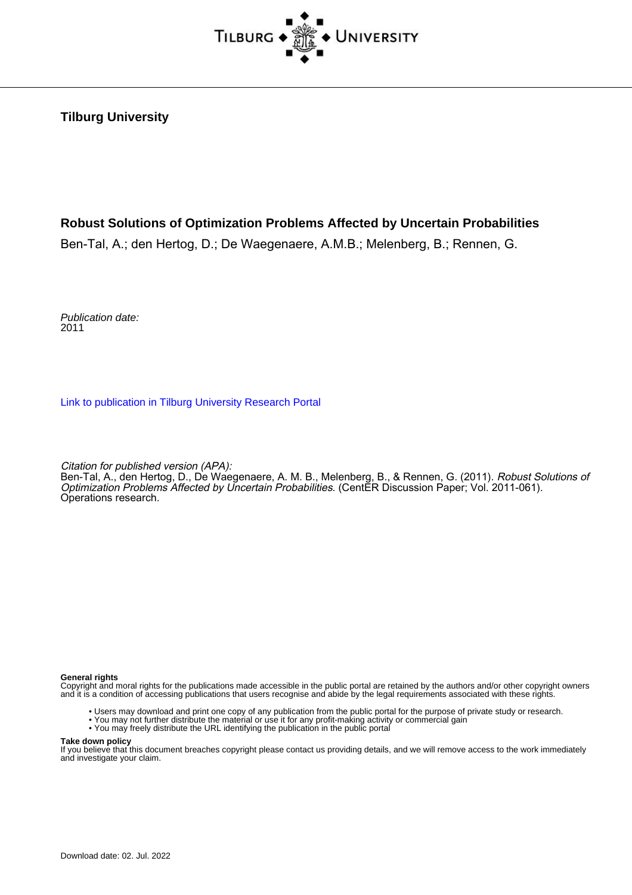**Tilburg University**

**Robust Solutions of Optimization Problems Affected by Uncertain Probabilities**

Ben-Tal, A.; den Hertog, D.; De Waegenaere, A.M.B.; Melenberg, B.; Rennen, G.

*Publication date:*
2011

[Link to publication in Tilburg University Research Portal](#)

*Citation for published version (APA):*
Ben-Tal, A., den Hertog, D., De Waegenaere, A. M. B., Melenberg, B., & Rennen, G. (2011). *Robust Solutions of Optimization Problems Affected by Uncertain Probabilities*. (CentER Discussion Paper; Vol. 2011-061). Operations research.

**General rights**
Copyright and moral rights for the publications made accessible in the public portal are retained by the authors and/or other copyright owners and it is a condition of accessing publications that users recognise and abide by the legal requirements associated with these rights.

- Users may download and print one copy of any publication from the public portal for the purpose of private study or research.
- You may not further distribute the material or use it for any profit-making activity or commercial gain
- You may freely distribute the URL identifying the publication in the public portal

**Take down policy**
If you believe that this document breaches copyright please contact us providing details, and we will remove access to the work immediately and investigate your claim.

Download date: 02. Jul. 2022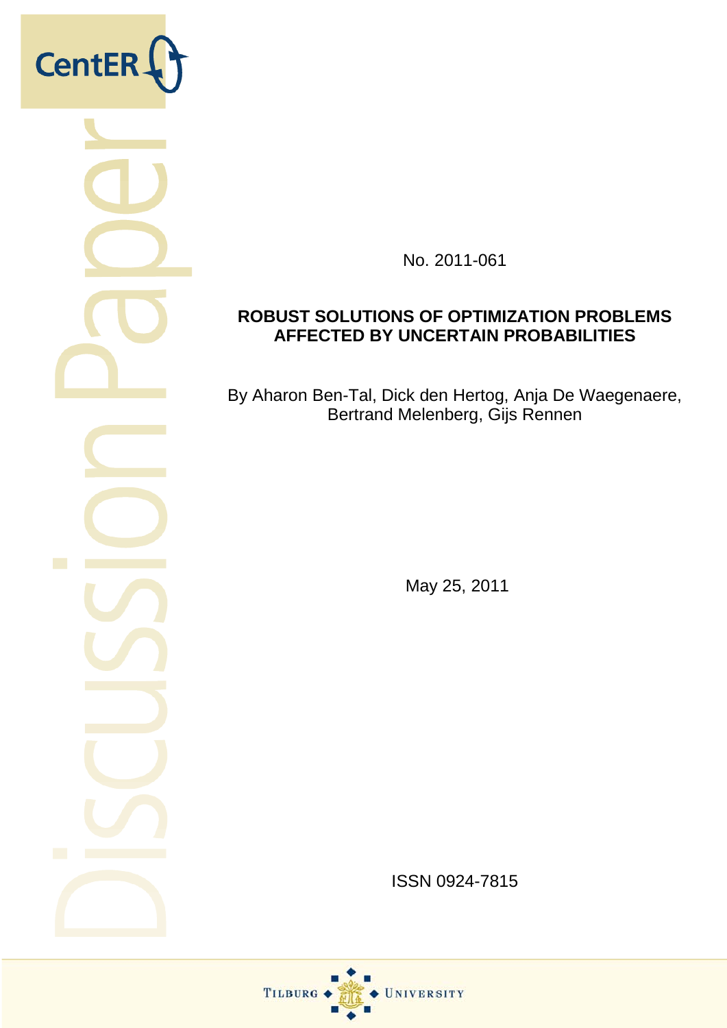No. 2011-061

**ROBUST SOLUTIONS OF OPTIMIZATION PROBLEMS AFFECTED BY UNCERTAIN PROBABILITIES**

By Aharon Ben-Tal, Dick den Hertog, Anja De Waegenaere, Bertrand Melenberg, Gijs Rennen

May 25, 2011

ISSN 0924-7815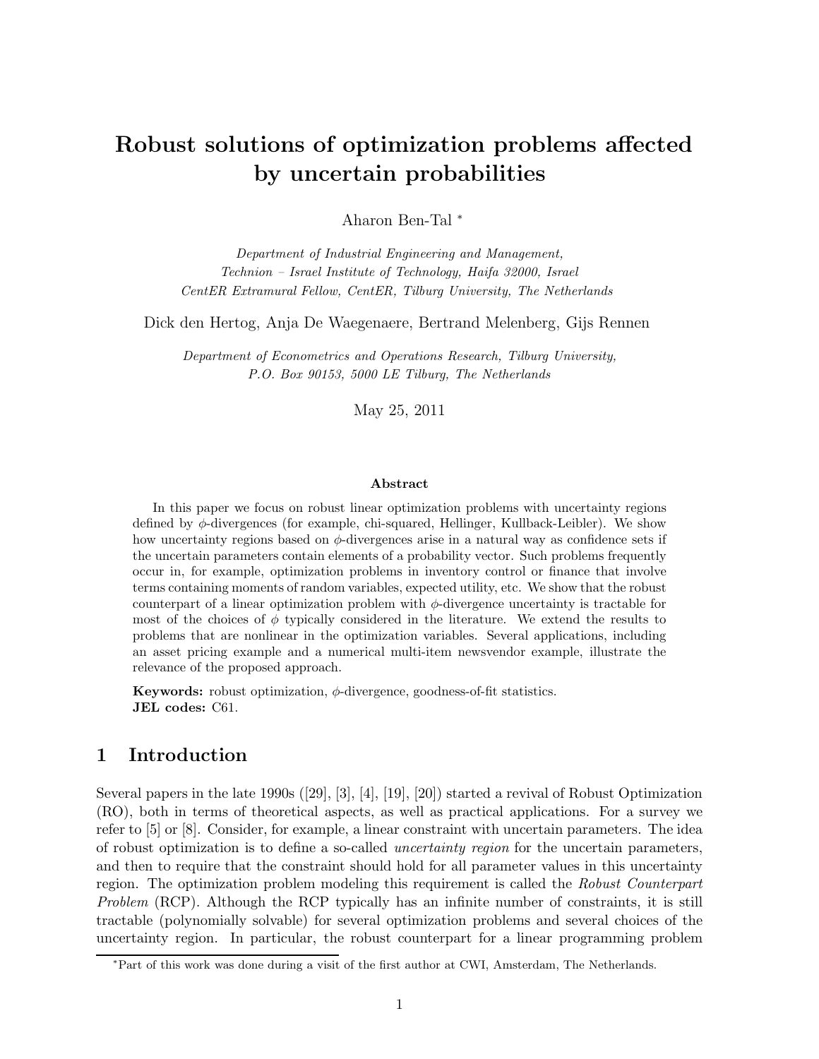# Robust solutions of optimization problems affected by uncertain probabilities

Aharon Ben-Tal *

*Department of Industrial Engineering and Management,*
*Technion – Israel Institute of Technology, Haifa 32000, Israel*
*CentER Extramural Fellow, CentER, Tilburg University, The Netherlands*

Dick den Hertog, Anja De Waegenaere, Bertrand Melenberg, Gijs Rennen

*Department of Econometrics and Operations Research, Tilburg University,*
*P.O. Box 90153, 5000 LE Tilburg, The Netherlands*

May 25, 2011

### Abstract

In this paper we focus on robust linear optimization problems with uncertainty regions defined by $\phi$-divergences (for example, chi-squared, Hellinger, Kullback-Leibler). We show how uncertainty regions based on $\phi$-divergences arise in a natural way as confidence sets if the uncertain parameters contain elements of a probability vector. Such problems frequently occur in, for example, optimization problems in inventory control or finance that involve terms containing moments of random variables, expected utility, etc. We show that the robust counterpart of a linear optimization problem with $\phi$-divergence uncertainty is tractable for most of the choices of $\phi$ typically considered in the literature. We extend the results to problems that are nonlinear in the optimization variables. Several applications, including an asset pricing example and a numerical multi-item newsvendor example, illustrate the relevance of the proposed approach.

**Keywords:** robust optimization, $\phi$-divergence, goodness-of-fit statistics.
**JEL codes:** C61.

## 1 Introduction

Several papers in the late 1990s ([29], [3], [4], [19], [20]) started a revival of Robust Optimization (RO), both in terms of theoretical aspects, as well as practical applications. For a survey we refer to [5] or [8]. Consider, for example, a linear constraint with uncertain parameters. The idea of robust optimization is to define a so-called *uncertainty region* for the uncertain parameters, and then to require that the constraint should hold for all parameter values in this uncertainty region. The optimization problem modeling this requirement is called the *Robust Counterpart Problem* (RCP). Although the RCP typically has an infinite number of constraints, it is still tractable (polynomially solvable) for several optimization problems and several choices of the uncertainty region. In particular, the robust counterpart for a linear programming problem

*Part of this work was done during a visit of the first author at CWI, Amsterdam, The Netherlands.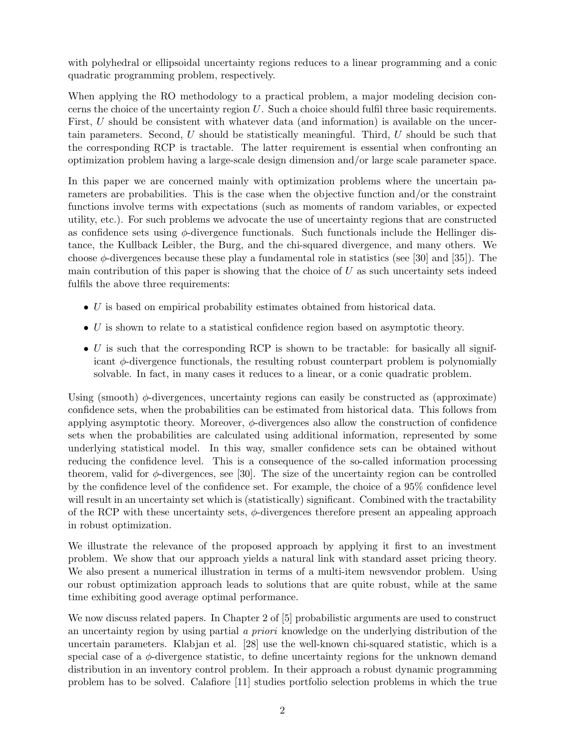with polyhedral or ellipsoidal uncertainty regions reduces to a linear programming and a conic quadratic programming problem, respectively.

When applying the RO methodology to a practical problem, a major modeling decision concerns the choice of the uncertainty region $U$. Such a choice should fulfil three basic requirements. First, $U$ should be consistent with whatever data (and information) is available on the uncertain parameters. Second, $U$ should be statistically meaningful. Third, $U$ should be such that the corresponding RCP is tractable. The latter requirement is essential when confronting an optimization problem having a large-scale design dimension and/or large scale parameter space.

In this paper we are concerned mainly with optimization problems where the uncertain parameters are probabilities. This is the case when the objective function and/or the constraint functions involve terms with expectations (such as moments of random variables, or expected utility, etc.). For such problems we advocate the use of uncertainty regions that are constructed as confidence sets using $\phi$-divergence functionals. Such functionals include the Hellinger distance, the Kullback Leibler, the Burg, and the chi-squared divergence, and many others. We choose $\phi$-divergences because these play a fundamental role in statistics (see [30] and [35]). The main contribution of this paper is showing that the choice of $U$ as such uncertainty sets indeed fulfils the above three requirements:

- $U$ is based on empirical probability estimates obtained from historical data.
- $U$ is shown to relate to a statistical confidence region based on asymptotic theory.
- $U$ is such that the corresponding RCP is shown to be tractable: for basically all significant $\phi$-divergence functionals, the resulting robust counterpart problem is polynomially solvable. In fact, in many cases it reduces to a linear, or a conic quadratic problem.

Using (smooth) $\phi$-divergences, uncertainty regions can easily be constructed as (approximate) confidence sets, when the probabilities can be estimated from historical data. This follows from applying asymptotic theory. Moreover, $\phi$-divergences also allow the construction of confidence sets when the probabilities are calculated using additional information, represented by some underlying statistical model. In this way, smaller confidence sets can be obtained without reducing the confidence level. This is a consequence of the so-called information processing theorem, valid for $\phi$-divergences, see [30]. The size of the uncertainty region can be controlled by the confidence level of the confidence set. For example, the choice of a 95% confidence level will result in an uncertainty set which is (statistically) significant. Combined with the tractability of the RCP with these uncertainty sets, $\phi$-divergences therefore present an appealing approach in robust optimization.

We illustrate the relevance of the proposed approach by applying it first to an investment problem. We show that our approach yields a natural link with standard asset pricing theory. We also present a numerical illustration in terms of a multi-item newsvendor problem. Using our robust optimization approach leads to solutions that are quite robust, while at the same time exhibiting good average optimal performance.

We now discuss related papers. In Chapter 2 of [5] probabilistic arguments are used to construct an uncertainty region by using partial *a priori* knowledge on the underlying distribution of the uncertain parameters. Klabjan et al. [28] use the well-known chi-squared statistic, which is a special case of a $\phi$-divergence statistic, to define uncertainty regions for the unknown demand distribution in an inventory control problem. In their approach a robust dynamic programming problem has to be solved. Calafiore [11] studies portfolio selection problems in which the true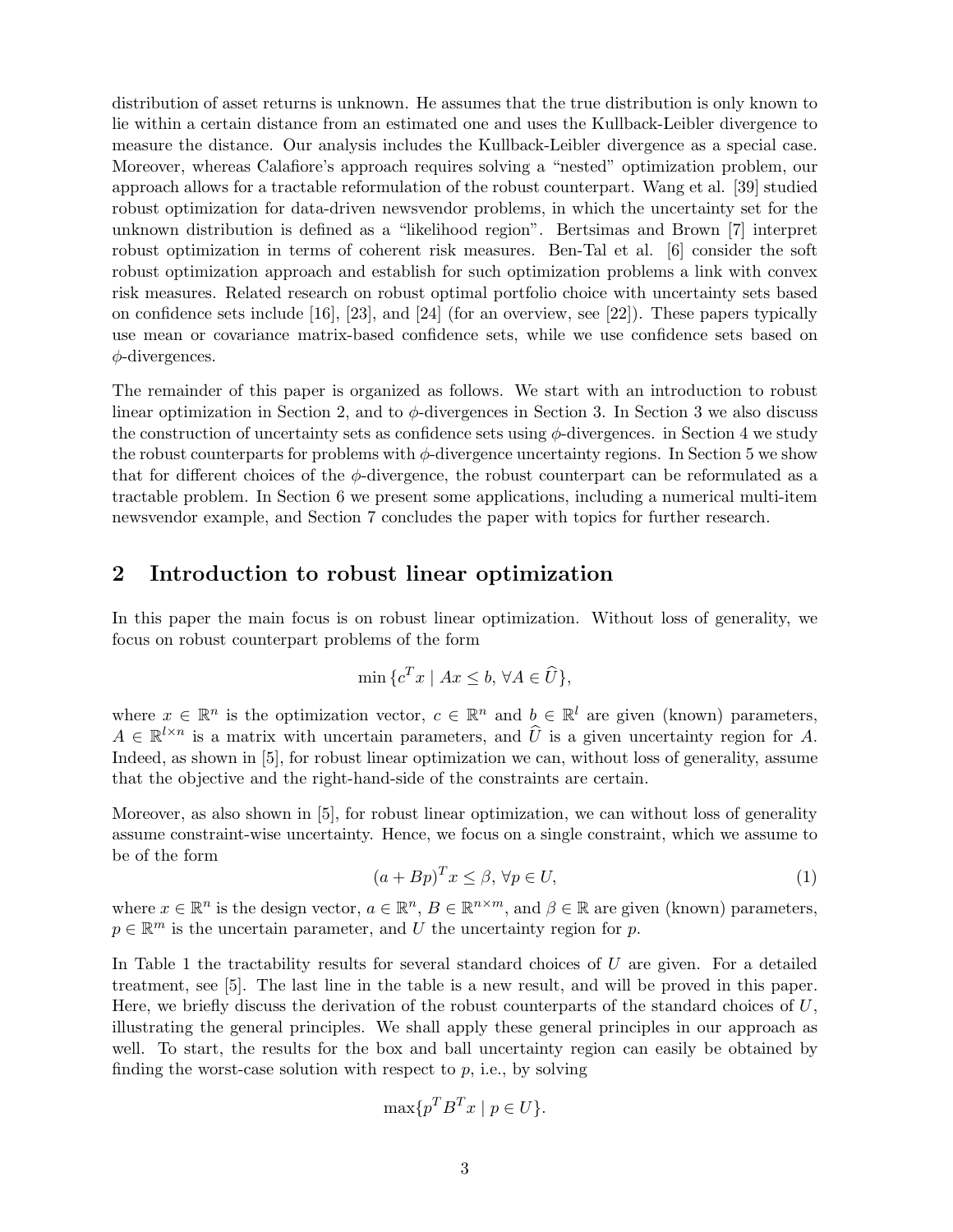distribution of asset returns is unknown. He assumes that the true distribution is only known to lie within a certain distance from an estimated one and uses the Kullback-Leibler divergence to measure the distance. Our analysis includes the Kullback-Leibler divergence as a special case. Moreover, whereas Calafiore's approach requires solving a "nested" optimization problem, our approach allows for a tractable reformulation of the robust counterpart. Wang et al. [39] studied robust optimization for data-driven newsvendor problems, in which the uncertainty set for the unknown distribution is defined as a "likelihood region". Bertsimas and Brown [7] interpret robust optimization in terms of coherent risk measures. Ben-Tal et al. [6] consider the soft robust optimization approach and establish for such optimization problems a link with convex risk measures. Related research on robust optimal portfolio choice with uncertainty sets based on confidence sets include [16], [23], and [24] (for an overview, see [22]). These papers typically use mean or covariance matrix-based confidence sets, while we use confidence sets based on $\phi$-divergences.

The remainder of this paper is organized as follows. We start with an introduction to robust linear optimization in Section 2, and to $\phi$-divergences in Section 3. In Section 3 we also discuss the construction of uncertainty sets as confidence sets using $\phi$-divergences. in Section 4 we study the robust counterparts for problems with $\phi$-divergence uncertainty regions. In Section 5 we show that for different choices of the $\phi$-divergence, the robust counterpart can be reformulated as a tractable problem. In Section 6 we present some applications, including a numerical multi-item newsvendor example, and Section 7 concludes the paper with topics for further research.

## 2 Introduction to robust linear optimization

In this paper the main focus is on robust linear optimization. Without loss of generality, we focus on robust counterpart problems of the form

$$\min \{c^T x \mid Ax \leq b, \forall A \in \widehat{U}\},$$

where $x \in \mathbb{R}^n$ is the optimization vector, $c \in \mathbb{R}^n$ and $b \in \mathbb{R}^l$ are given (known) parameters, $A \in \mathbb{R}^{l \times n}$ is a matrix with uncertain parameters, and $\widehat{U}$ is a given uncertainty region for $A$. Indeed, as shown in [5], for robust linear optimization we can, without loss of generality, assume that the objective and the right-hand-side of the constraints are certain.

Moreover, as also shown in [5], for robust linear optimization, we can without loss of generality assume constraint-wise uncertainty. Hence, we focus on a single constraint, which we assume to be of the form

$$(a + Bp)^T x \leq \beta, \ \forall p \in U, \tag{1}$$

where $x \in \mathbb{R}^n$ is the design vector, $a \in \mathbb{R}^n$, $B \in \mathbb{R}^{n \times m}$, and $\beta \in \mathbb{R}$ are given (known) parameters, $p \in \mathbb{R}^m$ is the uncertain parameter, and $U$ the uncertainty region for $p$.

In Table 1 the tractability results for several standard choices of $U$ are given. For a detailed treatment, see [5]. The last line in the table is a new result, and will be proved in this paper. Here, we briefly discuss the derivation of the robust counterparts of the standard choices of $U$, illustrating the general principles. We shall apply these general principles in our approach as well. To start, the results for the box and ball uncertainty region can easily be obtained by finding the worst-case solution with respect to $p$, i.e., by solving

$$\max\{p^T B^T x \mid p \in U\}.$$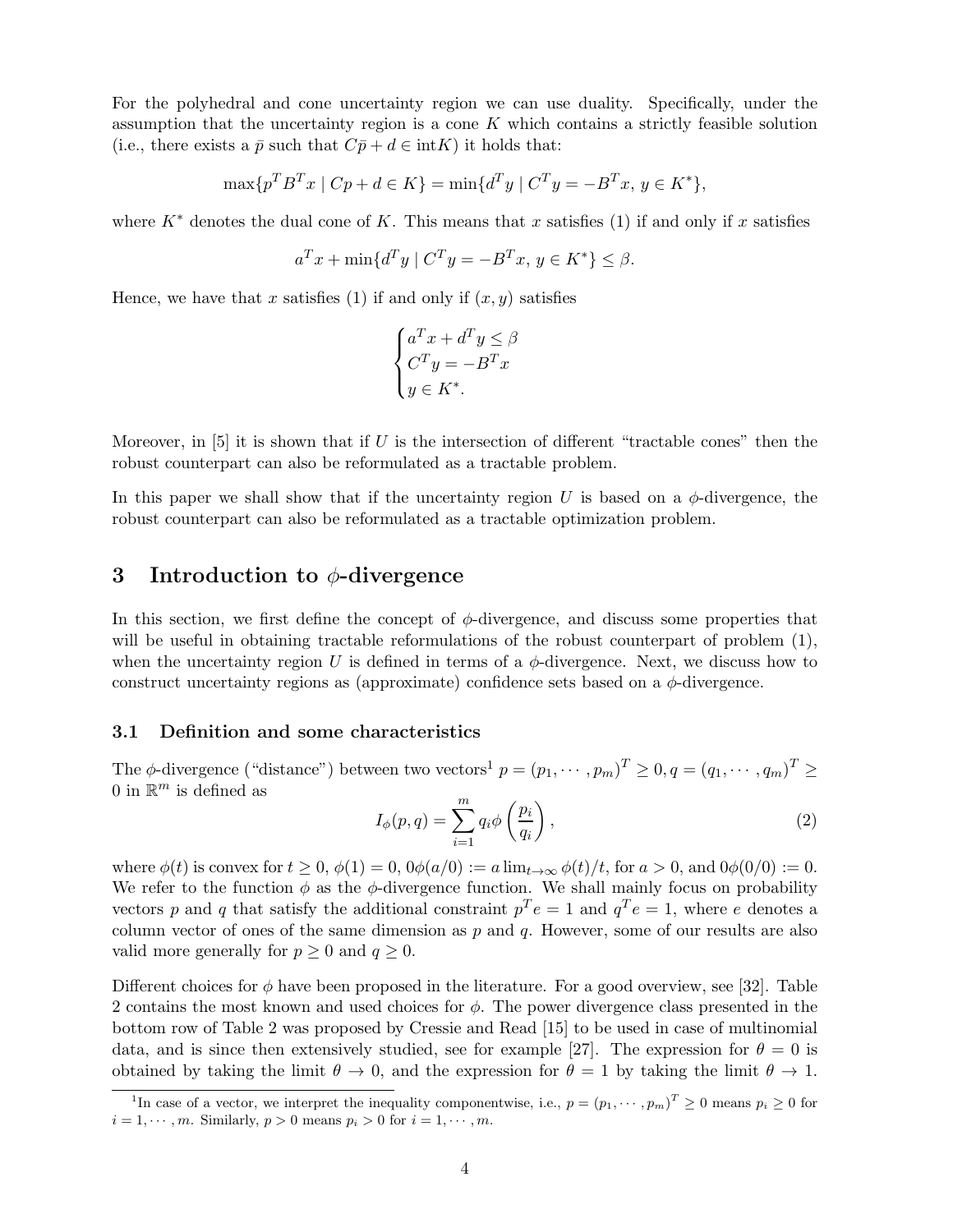For the polyhedral and cone uncertainty region we can use duality. Specifically, under the assumption that the uncertainty region is a cone $K$ which contains a strictly feasible solution (i.e., there exists a $\bar{p}$ such that $C\bar{p} + d \in \text{int}K$) it holds that:

$$\max\{p^T B^T x \mid Cp + d \in K\} = \min\{d^T y \mid C^T y = -B^T x,\ y \in K^*\},$$

where $K^*$ denotes the dual cone of $K$. This means that $x$ satisfies (1) if and only if $x$ satisfies

$$a^T x + \min\{d^T y \mid C^T y = -B^T x,\ y \in K^*\} \leq \beta.$$

Hence, we have that $x$ satisfies (1) if and only if $(x, y)$ satisfies

$$\begin{cases} a^T x + d^T y \leq \beta \\ C^T y = -B^T x \\ y \in K^*. \end{cases}$$

Moreover, in [5] it is shown that if $U$ is the intersection of different "tractable cones" then the robust counterpart can also be reformulated as a tractable problem.

In this paper we shall show that if the uncertainty region $U$ is based on a $\phi$-divergence, the robust counterpart can also be reformulated as a tractable optimization problem.

## 3 Introduction to $\phi$-divergence

In this section, we first define the concept of $\phi$-divergence, and discuss some properties that will be useful in obtaining tractable reformulations of the robust counterpart of problem (1), when the uncertainty region $U$ is defined in terms of a $\phi$-divergence. Next, we discuss how to construct uncertainty regions as (approximate) confidence sets based on a $\phi$-divergence.

### 3.1 Definition and some characteristics

The $\phi$-divergence ("distance") between two vectors[1] $p = (p_1, \cdots, p_m)^T \geq 0, q = (q_1, \cdots, q_m)^T \geq 0$ in $\mathbb{R}^m$ is defined as

$$I_\phi(p, q) = \sum_{i=1}^{m} q_i \phi\left(\frac{p_i}{q_i}\right), \tag{2}$$

where $\phi(t)$ is convex for $t \geq 0$, $\phi(1) = 0$, $0\phi(a/0) := a \lim_{t\to\infty} \phi(t)/t$, for $a > 0$, and $0\phi(0/0) := 0$. We refer to the function $\phi$ as the $\phi$-divergence function. We shall mainly focus on probability vectors $p$ and $q$ that satisfy the additional constraint $p^T e = 1$ and $q^T e = 1$, where $e$ denotes a column vector of ones of the same dimension as $p$ and $q$. However, some of our results are also valid more generally for $p \geq 0$ and $q \geq 0$.

Different choices for $\phi$ have been proposed in the literature. For a good overview, see [32]. Table 2 contains the most known and used choices for $\phi$. The power divergence class presented in the bottom row of Table 2 was proposed by Cressie and Read [15] to be used in case of multinomial data, and is since then extensively studied, see for example [27]. The expression for $\theta = 0$ is obtained by taking the limit $\theta \to 0$, and the expression for $\theta = 1$ by taking the limit $\theta \to 1$.

[1] In case of a vector, we interpret the inequality componentwise, i.e., $p = (p_1, \cdots, p_m)^T \geq 0$ means $p_i \geq 0$ for $i = 1, \cdots, m$. Similarly, $p > 0$ means $p_i > 0$ for $i = 1, \cdots, m$.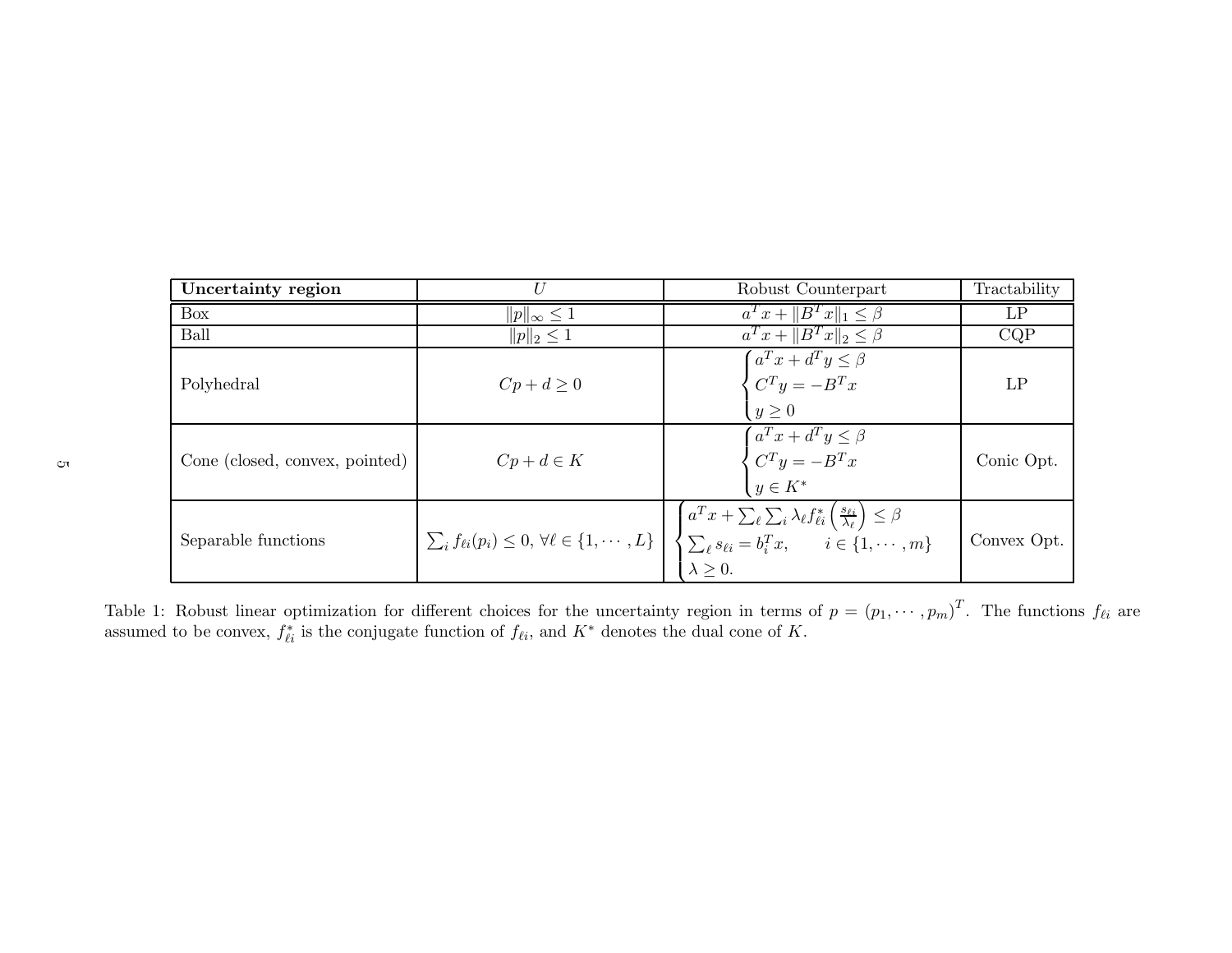| **Uncertainty region** | $U$ | Robust Counterpart | Tractability |
|---|---|---|---|
| Box | $\|p\|_\infty \leq 1$ | $a^T x + \|B^T x\|_1 \leq \beta$ | LP |
| Ball | $\|p\|_2 \leq 1$ | $a^T x + \|B^T x\|_2 \leq \beta$ | CQP |
| Polyhedral | $Cp + d \geq 0$ | $\begin{cases} a^T x + d^T y \leq \beta \\ C^T y = -B^T x \\ y \geq 0 \end{cases}$ | LP |
| Cone (closed, convex, pointed) | $Cp + d \in K$ | $\begin{cases} a^T x + d^T y \leq \beta \\ C^T y = -B^T x \\ y \in K^* \end{cases}$ | Conic Opt. |
| Separable functions | $\sum_i f_{\ell i}(p_i) \leq 0, \forall \ell \in \{1, \cdots, L\}$ | $\begin{cases} a^T x + \sum_\ell \sum_i \lambda_\ell f^*_{\ell i}\left(\frac{s_{\ell i}}{\lambda_\ell}\right) \leq \beta \\ \sum_\ell s_{\ell i} = b_i^T x, \qquad i \in \{1, \cdots, m\} \\ \lambda \geq 0. \end{cases}$ | Convex Opt. |

Table 1: Robust linear optimization for different choices for the uncertainty region in terms of $p = (p_1, \cdots, p_m)^T$. The functions $f_{\ell i}$ are assumed to be convex, $f^*_{\ell i}$ is the conjugate function of $f_{\ell i}$, and $K^*$ denotes the dual cone of $K$.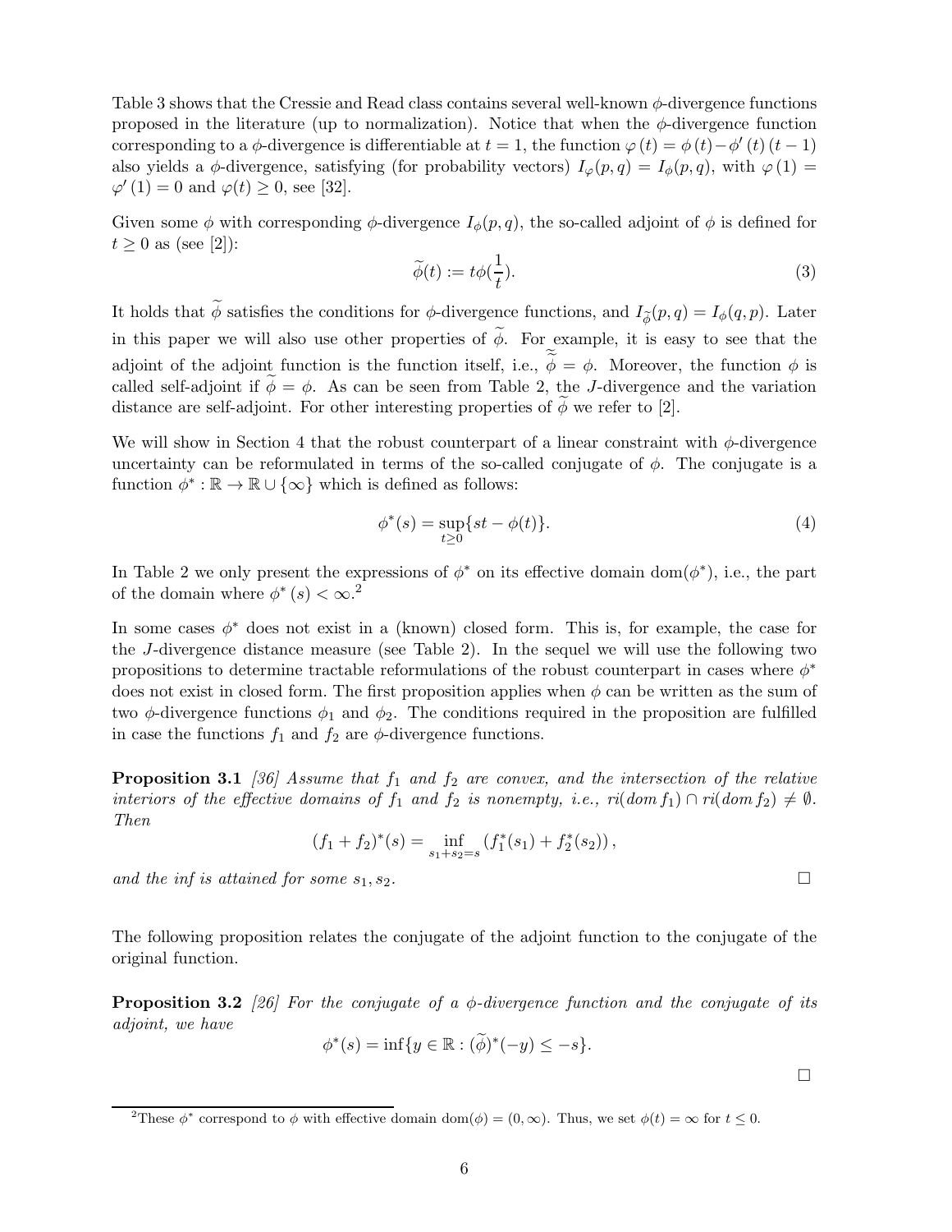Table 3 shows that the Cressie and Read class contains several well-known $\phi$-divergence functions proposed in the literature (up to normalization). Notice that when the $\phi$-divergence function corresponding to a $\phi$-divergence is differentiable at $t = 1$, the function $\varphi(t) = \phi(t) - \phi'(t)(t-1)$ also yields a $\phi$-divergence, satisfying (for probability vectors) $I_\varphi(p,q) = I_\phi(p,q)$, with $\varphi(1) = \varphi'(1) = 0$ and $\varphi(t) \geq 0$, see [32].

Given some $\phi$ with corresponding $\phi$-divergence $I_\phi(p,q)$, the so-called adjoint of $\phi$ is defined for $t \geq 0$ as (see [2]):

$$\widetilde{\phi}(t) := t\phi(\frac{1}{t}). \tag{3}$$

It holds that $\widetilde{\phi}$ satisfies the conditions for $\phi$-divergence functions, and $I_{\widetilde{\phi}}(p,q) = I_\phi(q,p)$. Later in this paper we will also use other properties of $\widetilde{\phi}$. For example, it is easy to see that the adjoint of the adjoint function is the function itself, i.e., $\widetilde{\widetilde{\phi}} = \phi$. Moreover, the function $\phi$ is called self-adjoint if $\widetilde{\phi} = \phi$. As can be seen from Table 2, the $J$-divergence and the variation distance are self-adjoint. For other interesting properties of $\widetilde{\phi}$ we refer to [2].

We will show in Section 4 that the robust counterpart of a linear constraint with $\phi$-divergence uncertainty can be reformulated in terms of the so-called conjugate of $\phi$. The conjugate is a function $\phi^* : \mathbb{R} \to \mathbb{R} \cup \{\infty\}$ which is defined as follows:

$$\phi^*(s) = \sup_{t \geq 0}\{st - \phi(t)\}. \tag{4}$$

In Table 2 we only present the expressions of $\phi^*$ on its effective domain $\text{dom}(\phi^*)$, i.e., the part of the domain where $\phi^*(s) < \infty$.[2]

In some cases $\phi^*$ does not exist in a (known) closed form. This is, for example, the case for the $J$-divergence distance measure (see Table 2). In the sequel we will use the following two propositions to determine tractable reformulations of the robust counterpart in cases where $\phi^*$ does not exist in closed form. The first proposition applies when $\phi$ can be written as the sum of two $\phi$-divergence functions $\phi_1$ and $\phi_2$. The conditions required in the proposition are fulfilled in case the functions $f_1$ and $f_2$ are $\phi$-divergence functions.

**Proposition 3.1** *[36] Assume that $f_1$ and $f_2$ are convex, and the intersection of the relative interiors of the effective domains of $f_1$ and $f_2$ is nonempty, i.e., $ri(dom\, f_1) \cap ri(dom\, f_2) \neq \emptyset$. Then*

$$(f_1 + f_2)^*(s) = \inf_{s_1+s_2=s}\left(f_1^*(s_1) + f_2^*(s_2)\right),$$

*and the inf is attained for some $s_1, s_2$.* □

The following proposition relates the conjugate of the adjoint function to the conjugate of the original function.

**Proposition 3.2** *[26] For the conjugate of a $\phi$-divergence function and the conjugate of its adjoint, we have*

$$\phi^*(s) = \inf\{y \in \mathbb{R} : (\widetilde{\phi})^*(-y) \leq -s\}.$$

□

[2] These $\phi^*$ correspond to $\phi$ with effective domain $\text{dom}(\phi) = (0, \infty)$. Thus, we set $\phi(t) = \infty$ for $t \leq 0$.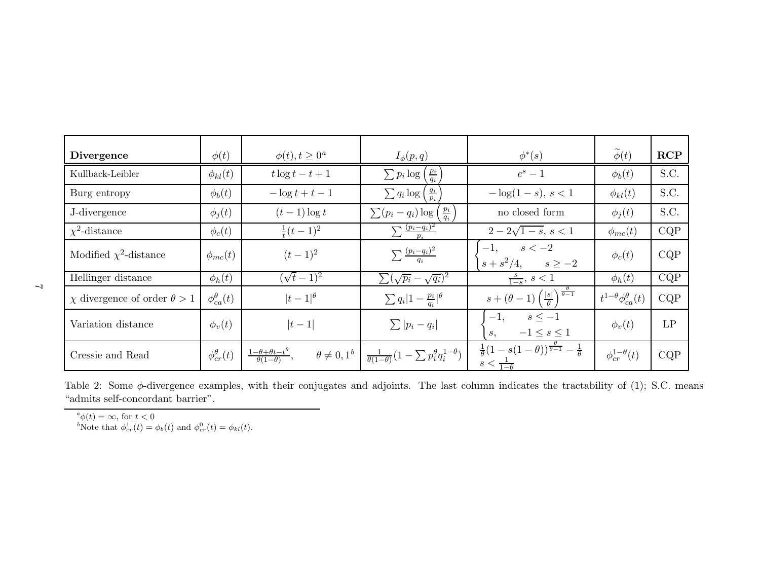| **Divergence** | $\phi(t)$ | $\phi(t), t \geq 0$ [a] | $I_\phi(p,q)$ | $\phi^*(s)$ | $\widetilde{\phi}(t)$ | **RCP** |
|---|---|---|---|---|---|---|
| Kullback-Leibler | $\phi_{kl}(t)$ | $t\log t - t + 1$ | $\sum p_i \log\left(\frac{p_i}{q_i}\right)$ | $e^s - 1$ | $\phi_b(t)$ | S.C. |
| Burg entropy | $\phi_b(t)$ | $-\log t + t - 1$ | $\sum q_i \log\left(\frac{q_i}{p_i}\right)$ | $-\log(1-s),\ s<1$ | $\phi_{kl}(t)$ | S.C. |
| J-divergence | $\phi_j(t)$ | $(t-1)\log t$ | $\sum (p_i - q_i)\log\left(\frac{p_i}{q_i}\right)$ | no closed form | $\phi_j(t)$ | S.C. |
| $\chi^2$-distance | $\phi_c(t)$ | $\frac{1}{t}(t-1)^2$ | $\sum \frac{(p_i-q_i)^2}{p_i}$ | $2 - 2\sqrt{1-s},\ s<1$ | $\phi_{mc}(t)$ | CQP |
| Modified $\chi^2$-distance | $\phi_{mc}(t)$ | $(t-1)^2$ | $\sum \frac{(p_i-q_i)^2}{q_i}$ | $\begin{cases} -1, & s<-2 \\ s + s^2/4, & s \geq -2 \end{cases}$ | $\phi_c(t)$ | CQP |
| Hellinger distance | $\phi_h(t)$ | $(\sqrt{t}-1)^2$ | $\sum(\sqrt{p_i} - \sqrt{q_i})^2$ | $\frac{s}{1-s},\ s<1$ | $\phi_h(t)$ | CQP |
| $\chi$ divergence of order $\theta > 1$ | $\phi_{ca}^\theta(t)$ | $\lvert t-1\rvert^\theta$ | $\sum q_i \lvert 1 - \frac{p_i}{q_i}\rvert^\theta$ | $s + (\theta-1)\left(\frac{\lvert s\rvert}{\theta}\right)^{\frac{\theta}{\theta-1}}$ | $t^{1-\theta}\phi_{ca}^\theta(t)$ | CQP |
| Variation distance | $\phi_v(t)$ | $\lvert t-1\rvert$ | $\sum \lvert p_i - q_i\rvert$ | $\begin{cases} -1, & s \leq -1 \\ s, & -1 \leq s \leq 1 \end{cases}$ | $\phi_v(t)$ | LP |
| Cressie and Read | $\phi_{cr}^\theta(t)$ | $\frac{1-\theta+\theta t - t^\theta}{\theta(1-\theta)}, \quad \theta \neq 0, 1$ [b] | $\frac{1}{\theta(1-\theta)}(1 - \sum p_i^\theta q_i^{1-\theta})$ | $\frac{1}{\theta}(1-s(1-\theta))^{\frac{\theta}{\theta-1}} - \frac{1}{\theta}$, $s < \frac{1}{1-\theta}$ | $\phi_{cr}^{1-\theta}(t)$ | CQP |

Table 2: Some $\phi$-divergence examples, with their conjugates and adjoints. The last column indicates the tractability of (1); S.C. means "admits self-concordant barrier".

[a] $\phi(t) = \infty$, for $t < 0$

[b] Note that $\phi_{cr}^1(t) = \phi_b(t)$ and $\phi_{cr}^0(t) = \phi_{kl}(t)$.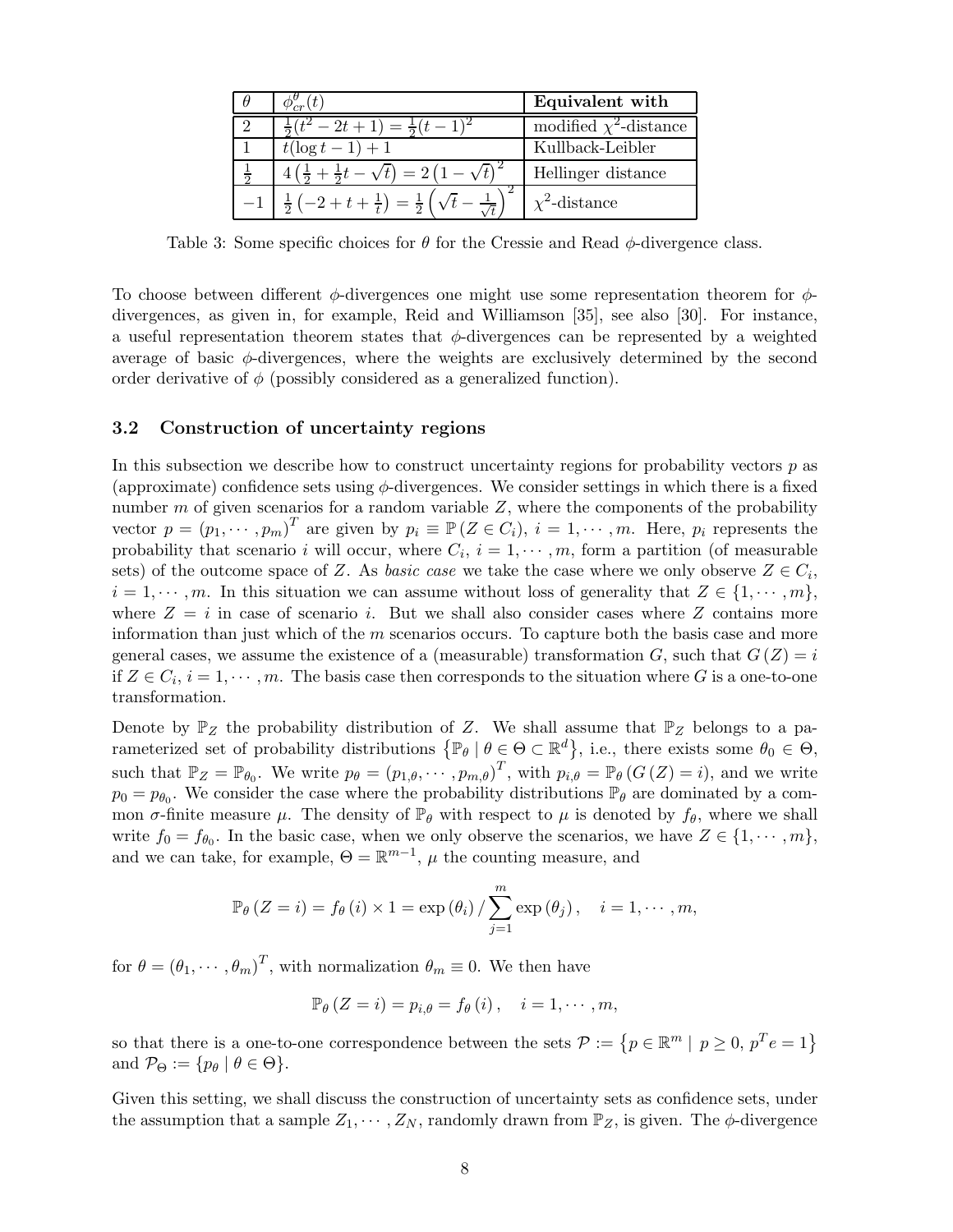| $\theta$ | $\phi_{cr}^{\theta}(t)$ | **Equivalent with** |
|---|---|---|
| 2 | $\frac{1}{2}(t^2-2t+1)=\frac{1}{2}(t-1)^2$ | modified $\chi^2$-distance |
| 1 | $t(\log t-1)+1$ | Kullback-Leibler |
| $\frac{1}{2}$ | $4\left(\frac{1}{2}+\frac{1}{2}t-\sqrt{t}\right)=2\left(1-\sqrt{t}\right)^2$ | Hellinger distance |
| $-1$ | $\frac{1}{2}\left(-2+t+\frac{1}{t}\right)=\frac{1}{2}\left(\sqrt{t}-\frac{1}{\sqrt{t}}\right)^2$ | $\chi^2$-distance |

Table 3: Some specific choices for $\theta$ for the Cressie and Read $\phi$-divergence class.

To choose between different $\phi$-divergences one might use some representation theorem for $\phi$-divergences, as given in, for example, Reid and Williamson [35], see also [30]. For instance, a useful representation theorem states that $\phi$-divergences can be represented by a weighted average of basic $\phi$-divergences, where the weights are exclusively determined by the second order derivative of $\phi$ (possibly considered as a generalized function).

### 3.2 Construction of uncertainty regions

In this subsection we describe how to construct uncertainty regions for probability vectors $p$ as (approximate) confidence sets using $\phi$-divergences. We consider settings in which there is a fixed number $m$ of given scenarios for a random variable $Z$, where the components of the probability vector $p=(p_1,\cdots,p_m)^T$ are given by $p_i\equiv\mathbb{P}(Z\in C_i)$, $i=1,\cdots,m$. Here, $p_i$ represents the probability that scenario $i$ will occur, where $C_i$, $i=1,\cdots,m$, form a partition (of measurable sets) of the outcome space of $Z$. As *basic case* we take the case where we only observe $Z\in C_i$, $i=1,\cdots,m$. In this situation we can assume without loss of generality that $Z\in\{1,\cdots,m\}$, where $Z=i$ in case of scenario $i$. But we shall also consider cases where $Z$ contains more information than just which of the $m$ scenarios occurs. To capture both the basis case and more general cases, we assume the existence of a (measurable) transformation $G$, such that $G(Z)=i$ if $Z\in C_i$, $i=1,\cdots,m$. The basis case then corresponds to the situation where $G$ is a one-to-one transformation.

Denote by $\mathbb{P}_Z$ the probability distribution of $Z$. We shall assume that $\mathbb{P}_Z$ belongs to a parameterized set of probability distributions $\left\{\mathbb{P}_\theta\mid\theta\in\Theta\subset\mathbb{R}^d\right\}$, i.e., there exists some $\theta_0\in\Theta$, such that $\mathbb{P}_Z=\mathbb{P}_{\theta_0}$. We write $p_\theta=(p_{1,\theta},\cdots,p_{m,\theta})^T$, with $p_{i,\theta}=\mathbb{P}_\theta(G(Z)=i)$, and we write $p_0=p_{\theta_0}$. We consider the case where the probability distributions $\mathbb{P}_\theta$ are dominated by a common $\sigma$-finite measure $\mu$. The density of $\mathbb{P}_\theta$ with respect to $\mu$ is denoted by $f_\theta$, where we shall write $f_0=f_{\theta_0}$. In the basic case, when we only observe the scenarios, we have $Z\in\{1,\cdots,m\}$, and we can take, for example, $\Theta=\mathbb{R}^{m-1}$, $\mu$ the counting measure, and

$$\mathbb{P}_\theta(Z=i)=f_\theta(i)\times 1=\exp(\theta_i)\Big/\sum_{j=1}^{m}\exp(\theta_j),\quad i=1,\cdots,m,$$

for $\theta=(\theta_1,\cdots,\theta_m)^T$, with normalization $\theta_m\equiv 0$. We then have

$$\mathbb{P}_\theta(Z=i)=p_{i,\theta}=f_\theta(i),\quad i=1,\cdots,m,$$

so that there is a one-to-one correspondence between the sets $\mathcal{P}:=\left\{p\in\mathbb{R}^m\mid p\geq 0,\,p^Te=1\right\}$ and $\mathcal{P}_\Theta:=\{p_\theta\mid\theta\in\Theta\}$.

Given this setting, we shall discuss the construction of uncertainty sets as confidence sets, under the assumption that a sample $Z_1,\cdots,Z_N$, randomly drawn from $\mathbb{P}_Z$, is given. The $\phi$-divergence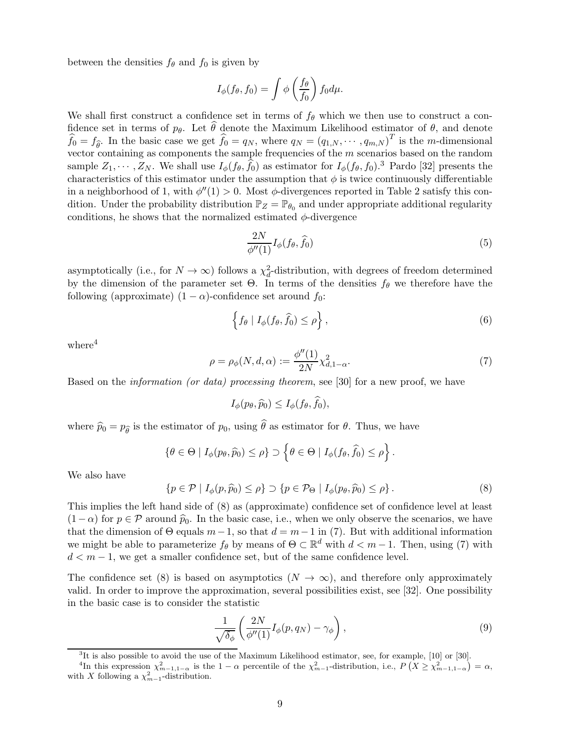between the densities $f_\theta$ and $f_0$ is given by

$$I_\phi(f_\theta, f_0) = \int \phi\left(\frac{f_\theta}{f_0}\right) f_0 d\mu.$$

We shall first construct a confidence set in terms of $f_\theta$ which we then use to construct a confidence set in terms of $p_\theta$. Let $\widehat{\theta}$ denote the Maximum Likelihood estimator of $\theta$, and denote $\widehat{f}_0 = f_{\widehat{\theta}}$. In the basic case we get $\widehat{f}_0 = q_N$, where $q_N = (q_{1,N}, \cdots, q_{m,N})^T$ is the $m$-dimensional vector containing as components the sample frequencies of the $m$ scenarios based on the random sample $Z_1, \cdots, Z_N$. We shall use $I_\phi(f_\theta, \widehat{f}_0)$ as estimator for $I_\phi(f_\theta, f_0)$.[3] Pardo [32] presents the characteristics of this estimator under the assumption that $\phi$ is twice continuously differentiable in a neighborhood of 1, with $\phi''(1) > 0$. Most $\phi$-divergences reported in Table 2 satisfy this condition. Under the probability distribution $\mathbb{P}_Z = \mathbb{P}_{\theta_0}$ and under appropriate additional regularity conditions, he shows that the normalized estimated $\phi$-divergence

$$\frac{2N}{\phi''(1)} I_\phi(f_\theta, \widehat{f}_0) \tag{5}$$

asymptotically (i.e., for $N \to \infty$) follows a $\chi^2_d$-distribution, with degrees of freedom determined by the dimension of the parameter set $\Theta$. In terms of the densities $f_\theta$ we therefore have the following (approximate) $(1-\alpha)$-confidence set around $f_0$:

$$\left\{ f_\theta \mid I_\phi(f_\theta, \widehat{f}_0) \leq \rho \right\}, \tag{6}$$

where[4]

$$\rho = \rho_\phi(N, d, \alpha) := \frac{\phi''(1)}{2N} \chi^2_{d,1-\alpha}. \tag{7}$$

Based on the *information (or data) processing theorem*, see [30] for a new proof, we have

$$I_\phi(p_\theta, \widehat{p}_0) \leq I_\phi(f_\theta, \widehat{f}_0),$$

where $\widehat{p}_0 = p_{\widehat{\theta}}$ is the estimator of $p_0$, using $\widehat{\theta}$ as estimator for $\theta$. Thus, we have

$$\{\theta \in \Theta \mid I_\phi(p_\theta, \widehat{p}_0) \leq \rho\} \supset \left\{\theta \in \Theta \mid I_\phi(f_\theta, \widehat{f}_0) \leq \rho\right\}.$$

We also have

$$\{p \in \mathcal{P} \mid I_\phi(p, \widehat{p}_0) \leq \rho\} \supset \{p \in \mathcal{P}_\Theta \mid I_\phi(p_\theta, \widehat{p}_0) \leq \rho\}. \tag{8}$$

This implies the left hand side of (8) as (approximate) confidence set of confidence level at least $(1-\alpha)$ for $p \in \mathcal{P}$ around $\widehat{p}_0$. In the basic case, i.e., when we only observe the scenarios, we have that the dimension of $\Theta$ equals $m-1$, so that $d = m-1$ in (7). But with additional information we might be able to parameterize $f_\theta$ by means of $\Theta \subset \mathbb{R}^d$ with $d < m-1$. Then, using (7) with $d < m-1$, we get a smaller confidence set, but of the same confidence level.

The confidence set (8) is based on asymptotics ($N \to \infty$), and therefore only approximately valid. In order to improve the approximation, several possibilities exist, see [32]. One possibility in the basic case is to consider the statistic

$$\frac{1}{\sqrt{\delta_\phi}} \left( \frac{2N}{\phi''(1)} I_\phi(p, q_N) - \gamma_\phi \right), \tag{9}$$

[3] It is also possible to avoid the use of the Maximum Likelihood estimator, see, for example, [10] or [30].

[4] In this expression $\chi^2_{m-1,1-\alpha}$ is the $1-\alpha$ percentile of the $\chi^2_{m-1}$-distribution, i.e., $P\left(X \geq \chi^2_{m-1,1-\alpha}\right) = \alpha$, with $X$ following a $\chi^2_{m-1}$-distribution.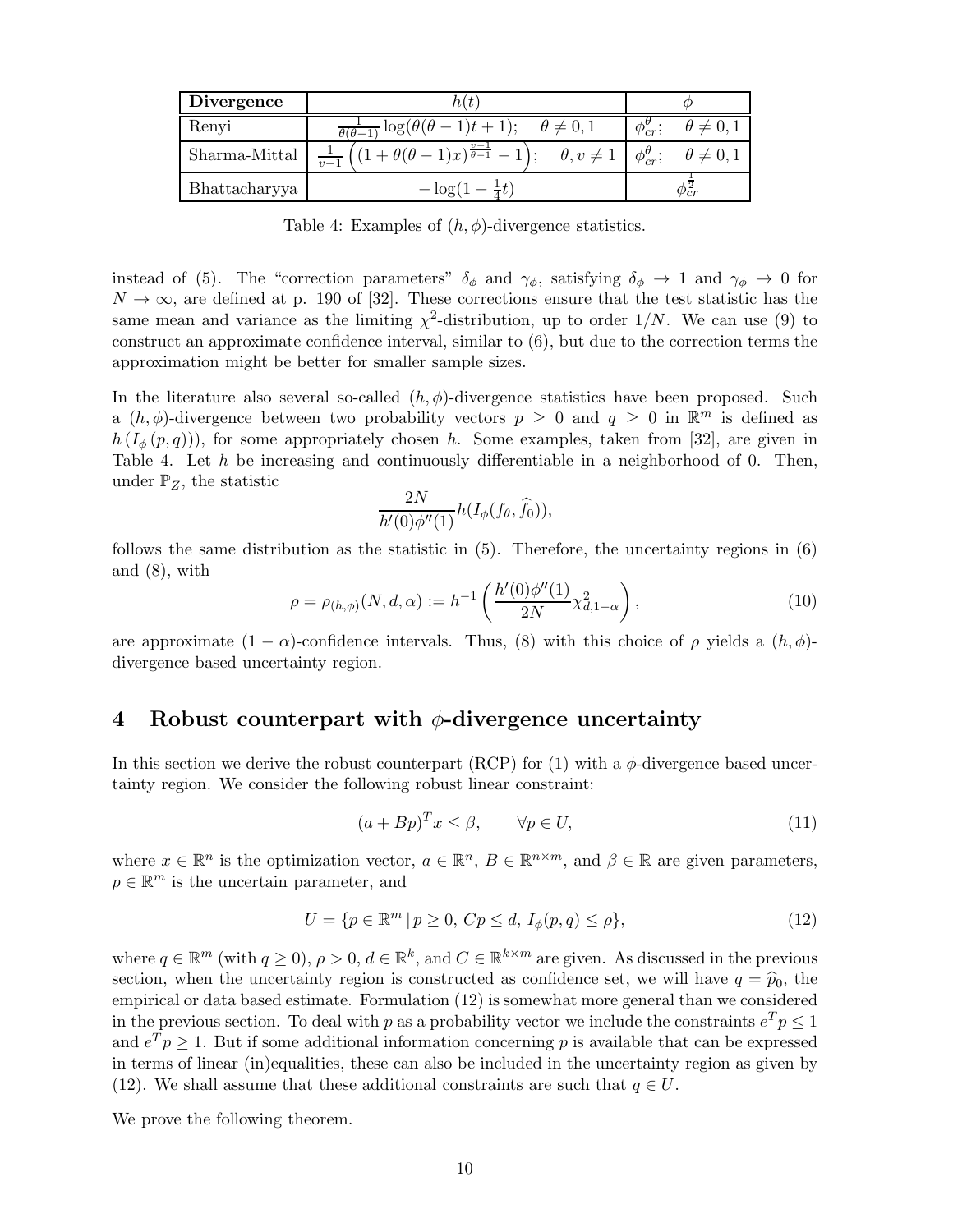| Divergence | $h(t)$ | $\phi$ |
|---|---|---|
| Renyi | $\frac{1}{\theta(\theta-1)}\log(\theta(\theta-1)t+1);\quad \theta\neq 0,1$ | $\phi_{cr}^{\theta};\quad \theta\neq 0,1$ |
| Sharma-Mittal | $\frac{1}{v-1}\left((1+\theta(\theta-1)x)^{\frac{v-1}{\theta-1}}-1\right);\quad \theta,v\neq 1$ | $\phi_{cr}^{\theta};\quad \theta\neq 0,1$ |
| Bhattacharyya | $-\log(1-\frac{1}{4}t)$ | $\phi_{cr}^{\frac{1}{2}}$ |

Table 4: Examples of $(h,\phi)$-divergence statistics.

instead of (5). The "correction parameters" $\delta_\phi$ and $\gamma_\phi$, satisfying $\delta_\phi \to 1$ and $\gamma_\phi \to 0$ for $N \to \infty$, are defined at p. 190 of [32]. These corrections ensure that the test statistic has the same mean and variance as the limiting $\chi^2$-distribution, up to order $1/N$. We can use (9) to construct an approximate confidence interval, similar to (6), but due to the correction terms the approximation might be better for smaller sample sizes.

In the literature also several so-called $(h,\phi)$-divergence statistics have been proposed. Such a $(h,\phi)$-divergence between two probability vectors $p \geq 0$ and $q \geq 0$ in $\mathbb{R}^m$ is defined as $h\left(I_\phi\left(p,q\right)\right)$, for some appropriately chosen $h$. Some examples, taken from [32], are given in Table 4. Let $h$ be increasing and continuously differentiable in a neighborhood of 0. Then, under $\mathbb{P}_Z$, the statistic

$$\frac{2N}{h'(0)\phi''(1)}h(I_\phi(f_\theta,\widehat{f}_0)),$$

follows the same distribution as the statistic in (5). Therefore, the uncertainty regions in (6) and (8), with

$$\rho = \rho_{(h,\phi)}(N,d,\alpha) := h^{-1}\left(\frac{h'(0)\phi''(1)}{2N}\chi^2_{d,1-\alpha}\right), \tag{10}$$

are approximate $(1-\alpha)$-confidence intervals. Thus, (8) with this choice of $\rho$ yields a $(h,\phi)$-divergence based uncertainty region.

## 4 Robust counterpart with $\phi$-divergence uncertainty

In this section we derive the robust counterpart (RCP) for (1) with a $\phi$-divergence based uncertainty region. We consider the following robust linear constraint:

$$(a+Bp)^Tx \leq \beta, \qquad \forall p \in U, \tag{11}$$

where $x \in \mathbb{R}^n$ is the optimization vector, $a \in \mathbb{R}^n$, $B \in \mathbb{R}^{n\times m}$, and $\beta \in \mathbb{R}$ are given parameters, $p \in \mathbb{R}^m$ is the uncertain parameter, and

$$U = \{p \in \mathbb{R}^m \,|\, p \geq 0,\, Cp \leq d,\, I_\phi(p,q) \leq \rho\}, \tag{12}$$

where $q \in \mathbb{R}^m$ (with $q \geq 0$), $\rho > 0$, $d \in \mathbb{R}^k$, and $C \in \mathbb{R}^{k\times m}$ are given. As discussed in the previous section, when the uncertainty region is constructed as confidence set, we will have $q = \widehat{p}_0$, the empirical or data based estimate. Formulation (12) is somewhat more general than we considered in the previous section. To deal with $p$ as a probability vector we include the constraints $e^Tp \leq 1$ and $e^Tp \geq 1$. But if some additional information concerning $p$ is available that can be expressed in terms of linear (in)equalities, these can also be included in the uncertainty region as given by (12). We shall assume that these additional constraints are such that $q \in U$.

We prove the following theorem.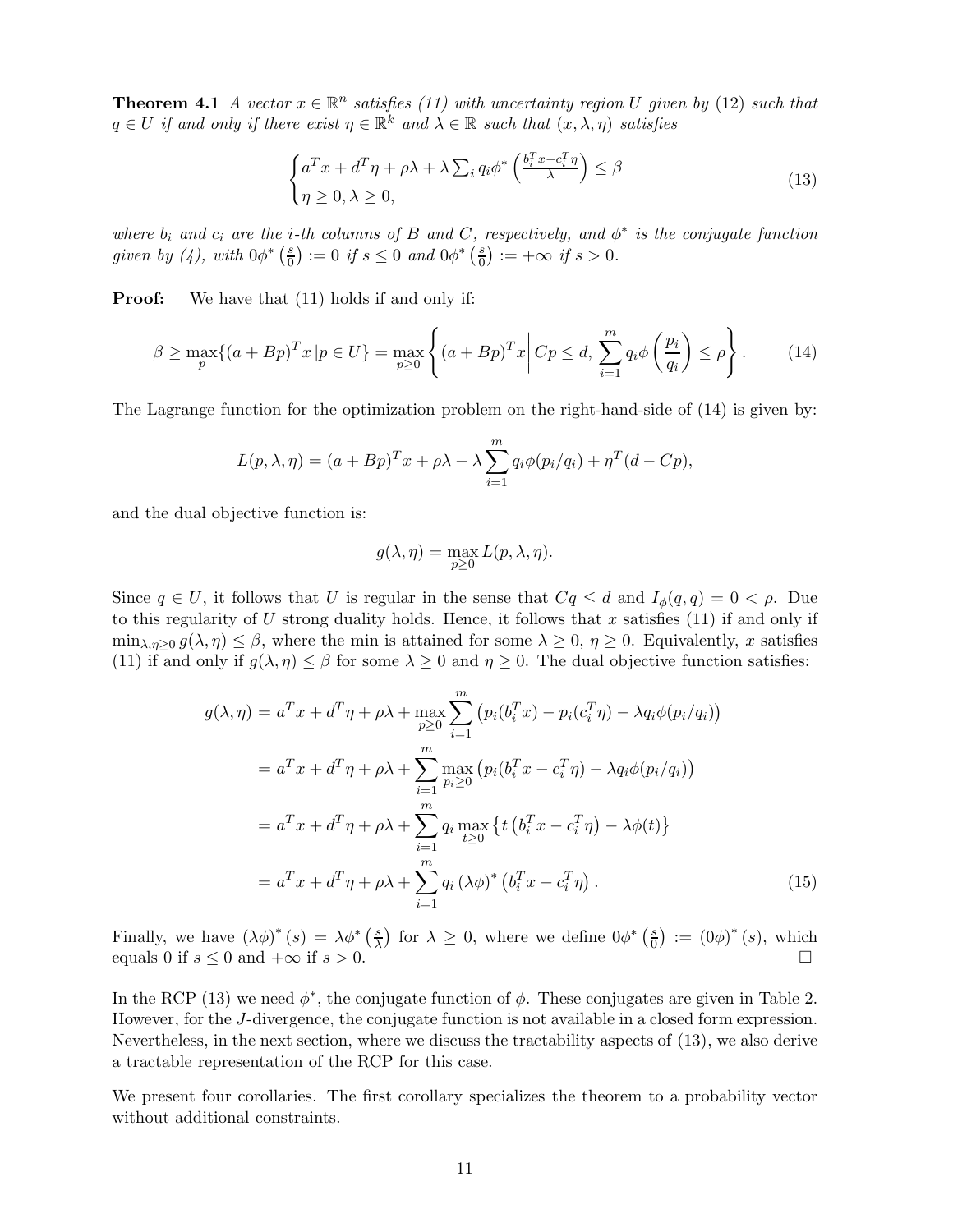**Theorem 4.1** *A vector $x \in \mathbb{R}^n$ satisfies (11) with uncertainty region $U$ given by (12) such that $q \in U$ if and only if there exist $\eta \in \mathbb{R}^k$ and $\lambda \in \mathbb{R}$ such that $(x, \lambda, \eta)$ satisfies*

$$\begin{cases} a^T x + d^T \eta + \rho\lambda + \lambda \sum_i q_i \phi^* \left( \frac{b_i^T x - c_i^T \eta}{\lambda} \right) \leq \beta \\ \eta \geq 0, \lambda \geq 0, \end{cases} \tag{13}$$

*where $b_i$ and $c_i$ are the $i$-th columns of $B$ and $C$, respectively, and $\phi^*$ is the conjugate function given by (4), with $0\phi^* \left(\frac{s}{0}\right) := 0$ if $s \leq 0$ and $0\phi^* \left(\frac{s}{0}\right) := +\infty$ if $s > 0$.*

**Proof:** We have that (11) holds if and only if:

$$\beta \geq \max_p \{(a + Bp)^T x \,|\, p \in U\} = \max_{p \geq 0} \left\{ (a + Bp)^T x \,\middle|\, Cp \leq d, \sum_{i=1}^m q_i \phi\left(\frac{p_i}{q_i}\right) \leq \rho \right\}. \tag{14}$$

The Lagrange function for the optimization problem on the right-hand-side of (14) is given by:

$$L(p, \lambda, \eta) = (a + Bp)^T x + \rho\lambda - \lambda \sum_{i=1}^m q_i \phi(p_i/q_i) + \eta^T (d - Cp),$$

and the dual objective function is:

$$g(\lambda, \eta) = \max_{p \geq 0} L(p, \lambda, \eta).$$

Since $q \in U$, it follows that $U$ is regular in the sense that $Cq \leq d$ and $I_\phi(q, q) = 0 < \rho$. Due to this regularity of $U$ strong duality holds. Hence, it follows that $x$ satisfies (11) if and only if $\min_{\lambda, \eta \geq 0} g(\lambda, \eta) \leq \beta$, where the min is attained for some $\lambda \geq 0$, $\eta \geq 0$. Equivalently, $x$ satisfies (11) if and only if $g(\lambda, \eta) \leq \beta$ for some $\lambda \geq 0$ and $\eta \geq 0$. The dual objective function satisfies:

$$\begin{aligned}
g(\lambda, \eta) &= a^T x + d^T \eta + \rho\lambda + \max_{p \geq 0} \sum_{i=1}^m \left( p_i (b_i^T x) - p_i (c_i^T \eta) - \lambda q_i \phi(p_i/q_i) \right) \\
&= a^T x + d^T \eta + \rho\lambda + \sum_{i=1}^m \max_{p_i \geq 0} \left( p_i (b_i^T x - c_i^T \eta) - \lambda q_i \phi(p_i/q_i) \right) \\
&= a^T x + d^T \eta + \rho\lambda + \sum_{i=1}^m q_i \max_{t \geq 0} \left\{ t \left( b_i^T x - c_i^T \eta \right) - \lambda \phi(t) \right\} \\
&= a^T x + d^T \eta + \rho\lambda + \sum_{i=1}^m q_i \left(\lambda\phi\right)^* \left( b_i^T x - c_i^T \eta \right).
\end{aligned} \tag{15}$$

Finally, we have $(\lambda\phi)^*(s) = \lambda\phi^*\left(\frac{s}{\lambda}\right)$ for $\lambda \geq 0$, where we define $0\phi^*\left(\frac{s}{0}\right) := (0\phi)^*(s)$, which equals 0 if $s \leq 0$ and $+\infty$ if $s > 0$. □

In the RCP (13) we need $\phi^*$, the conjugate function of $\phi$. These conjugates are given in Table 2. However, for the $J$-divergence, the conjugate function is not available in a closed form expression. Nevertheless, in the next section, where we discuss the tractability aspects of (13), we also derive a tractable representation of the RCP for this case.

We present four corollaries. The first corollary specializes the theorem to a probability vector without additional constraints.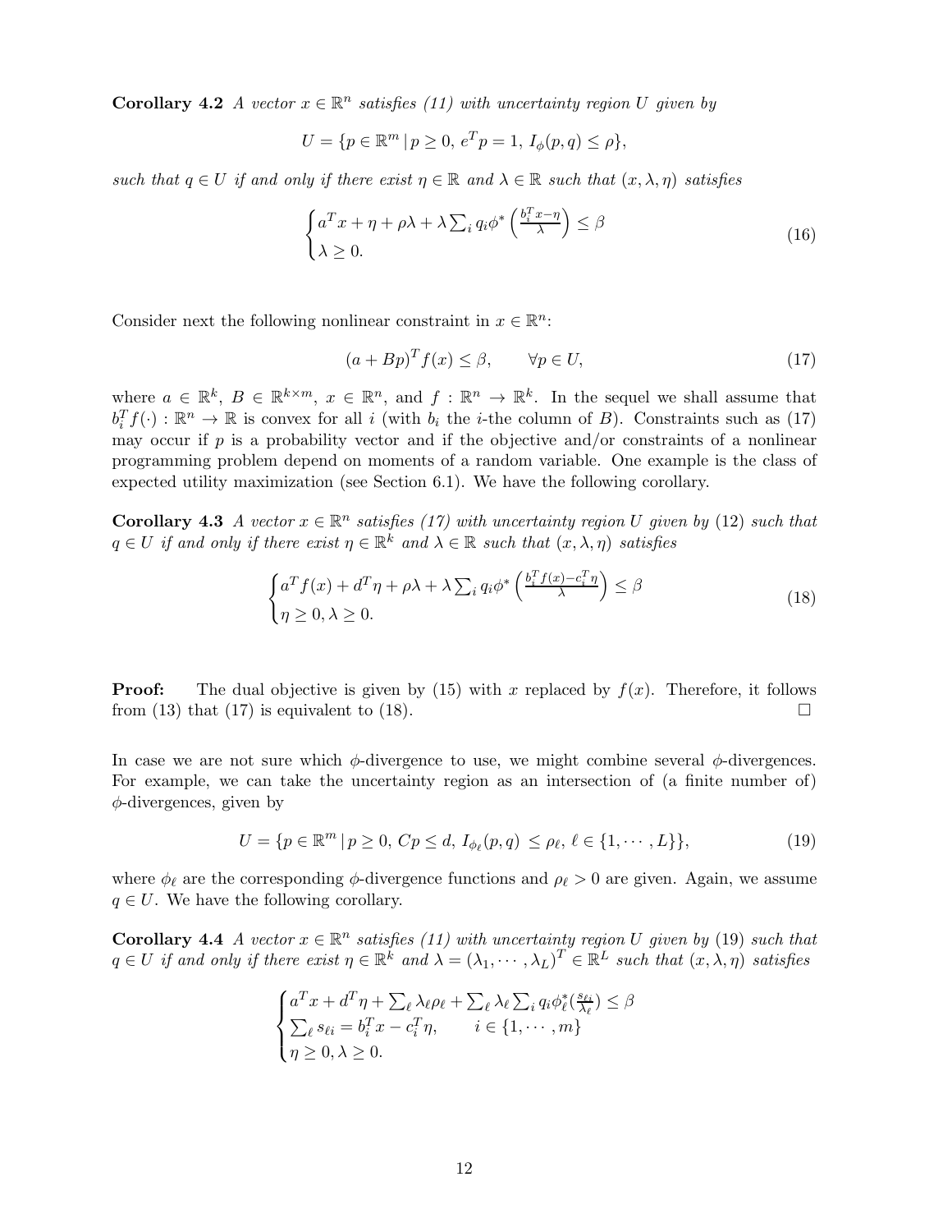**Corollary 4.2** *A vector $x \in \mathbb{R}^n$ satisfies (11) with uncertainty region $U$ given by*

$$U = \{p \in \mathbb{R}^m \,|\, p \geq 0,\ e^T p = 1,\ I_\phi(p,q) \leq \rho\},$$

*such that $q \in U$ if and only if there exist $\eta \in \mathbb{R}$ and $\lambda \in \mathbb{R}$ such that $(x, \lambda, \eta)$ satisfies*

$$\begin{cases} a^T x + \eta + \rho\lambda + \lambda \sum_i q_i \phi^* \left( \frac{b_i^T x - \eta}{\lambda} \right) \leq \beta \\ \lambda \geq 0. \end{cases} \tag{16}$$

Consider next the following nonlinear constraint in $x \in \mathbb{R}^n$:

$$(a + Bp)^T f(x) \leq \beta, \qquad \forall p \in U, \tag{17}$$

where $a \in \mathbb{R}^k$, $B \in \mathbb{R}^{k \times m}$, $x \in \mathbb{R}^n$, and $f : \mathbb{R}^n \to \mathbb{R}^k$. In the sequel we shall assume that $b_i^T f(\cdot) : \mathbb{R}^n \to \mathbb{R}$ is convex for all $i$ (with $b_i$ the $i$-the column of $B$). Constraints such as (17) may occur if $p$ is a probability vector and if the objective and/or constraints of a nonlinear programming problem depend on moments of a random variable. One example is the class of expected utility maximization (see Section 6.1). We have the following corollary.

**Corollary 4.3** *A vector $x \in \mathbb{R}^n$ satisfies (17) with uncertainty region $U$ given by* (12) *such that $q \in U$ if and only if there exist $\eta \in \mathbb{R}^k$ and $\lambda \in \mathbb{R}$ such that $(x, \lambda, \eta)$ satisfies*

$$\begin{cases} a^T f(x) + d^T \eta + \rho\lambda + \lambda \sum_i q_i \phi^* \left( \frac{b_i^T f(x) - c_i^T \eta}{\lambda} \right) \leq \beta \\ \eta \geq 0, \lambda \geq 0. \end{cases} \tag{18}$$

**Proof:** The dual objective is given by (15) with $x$ replaced by $f(x)$. Therefore, it follows from (13) that (17) is equivalent to (18). $\square$

In case we are not sure which $\phi$-divergence to use, we might combine several $\phi$-divergences. For example, we can take the uncertainty region as an intersection of (a finite number of) $\phi$-divergences, given by

$$U = \{p \in \mathbb{R}^m \,|\, p \geq 0,\ Cp \leq d,\ I_{\phi_\ell}(p,q) \leq \rho_\ell,\ \ell \in \{1, \cdots, L\}\}, \tag{19}$$

where $\phi_\ell$ are the corresponding $\phi$-divergence functions and $\rho_\ell > 0$ are given. Again, we assume $q \in U$. We have the following corollary.

**Corollary 4.4** *A vector $x \in \mathbb{R}^n$ satisfies (11) with uncertainty region $U$ given by* (19) *such that $q \in U$ if and only if there exist $\eta \in \mathbb{R}^k$ and $\lambda = (\lambda_1, \cdots, \lambda_L)^T \in \mathbb{R}^L$ such that $(x, \lambda, \eta)$ satisfies*

$$\begin{cases} a^T x + d^T \eta + \sum_\ell \lambda_\ell \rho_\ell + \sum_\ell \lambda_\ell \sum_i q_i \phi_\ell^* (\frac{s_{\ell i}}{\lambda_\ell}) \leq \beta \\ \sum_\ell s_{\ell i} = b_i^T x - c_i^T \eta, \qquad i \in \{1, \cdots, m\} \\ \eta \geq 0, \lambda \geq 0. \end{cases}$$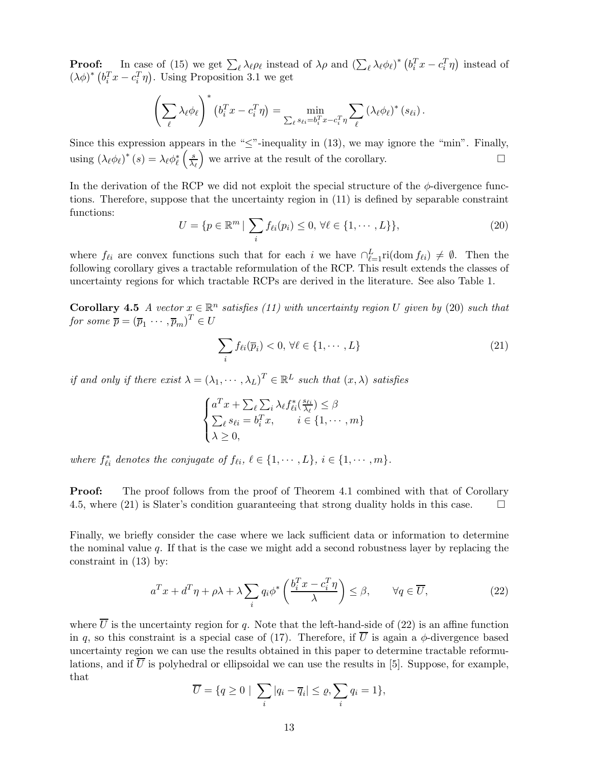**Proof:** In case of (15) we get $\sum_\ell \lambda_\ell \rho_\ell$ instead of $\lambda\rho$ and $\left(\sum_\ell \lambda_\ell \phi_\ell\right)^* \left(b_i^T x - c_i^T \eta\right)$ instead of $(\lambda\phi)^* \left(b_i^T x - c_i^T \eta\right)$. Using Proposition 3.1 we get

$$\left(\sum_\ell \lambda_\ell \phi_\ell\right)^* \left(b_i^T x - c_i^T \eta\right) = \min_{\sum_\ell s_{\ell i} = b_i^T x - c_i^T \eta} \sum_\ell \left(\lambda_\ell \phi_\ell\right)^* (s_{\ell i}).$$

Since this expression appears in the "$\leq$"-inequality in (13), we may ignore the "min". Finally, using $\left(\lambda_\ell \phi_\ell\right)^* (s) = \lambda_\ell \phi_\ell^* \left(\frac{s}{\lambda_\ell}\right)$ we arrive at the result of the corollary. $\square$

In the derivation of the RCP we did not exploit the special structure of the $\phi$-divergence functions. Therefore, suppose that the uncertainty region in (11) is defined by separable constraint functions:

$$U = \{p \in \mathbb{R}^m \mid \sum_i f_{\ell i}(p_i) \leq 0, \ \forall \ell \in \{1, \cdots, L\}\}, \tag{20}$$

where $f_{\ell i}$ are convex functions such that for each $i$ we have $\cap_{\ell=1}^L \text{ri}(\text{dom } f_{\ell i}) \neq \emptyset$. Then the following corollary gives a tractable reformulation of the RCP. This result extends the classes of uncertainty regions for which tractable RCPs are derived in the literature. See also Table 1.

**Corollary 4.5** *A vector $x \in \mathbb{R}^n$ satisfies (11) with uncertainty region $U$ given by (20) such that for some $\overline{p} = (\overline{p}_1 \cdots, \overline{p}_m)^T \in U$*

$$\sum_i f_{\ell i}(\overline{p}_i) < 0, \ \forall \ell \in \{1, \cdots, L\} \tag{21}$$

*if and only if there exist $\lambda = (\lambda_1, \cdots, \lambda_L)^T \in \mathbb{R}^L$ such that $(x, \lambda)$ satisfies*

$$\begin{cases} a^T x + \sum_\ell \sum_i \lambda_\ell f_{\ell i}^* (\frac{s_{\ell i}}{\lambda_\ell}) \leq \beta \\ \sum_\ell s_{\ell i} = b_i^T x, \qquad i \in \{1, \cdots, m\} \\ \lambda \geq 0, \end{cases}$$

*where $f_{\ell i}^*$ denotes the conjugate of $f_{\ell i}$, $\ell \in \{1, \cdots, L\}$, $i \in \{1, \cdots, m\}$.*

**Proof:** The proof follows from the proof of Theorem 4.1 combined with that of Corollary 4.5, where (21) is Slater's condition guaranteeing that strong duality holds in this case. $\square$

Finally, we briefly consider the case where we lack sufficient data or information to determine the nominal value $q$. If that is the case we might add a second robustness layer by replacing the constraint in (13) by:

$$a^T x + d^T \eta + \rho\lambda + \lambda \sum_i q_i \phi^* \left(\frac{b_i^T x - c_i^T \eta}{\lambda}\right) \leq \beta, \qquad \forall q \in \overline{U}, \tag{22}$$

where $\overline{U}$ is the uncertainty region for $q$. Note that the left-hand-side of (22) is an affine function in $q$, so this constraint is a special case of (17). Therefore, if $\overline{U}$ is again a $\phi$-divergence based uncertainty region we can use the results obtained in this paper to determine tractable reformulations, and if $\overline{U}$ is polyhedral or ellipsoidal we can use the results in [5]. Suppose, for example, that

$$\overline{U} = \{q \geq 0 \mid \sum_i |q_i - \overline{q}_i| \leq \varrho, \sum_i q_i = 1\},$$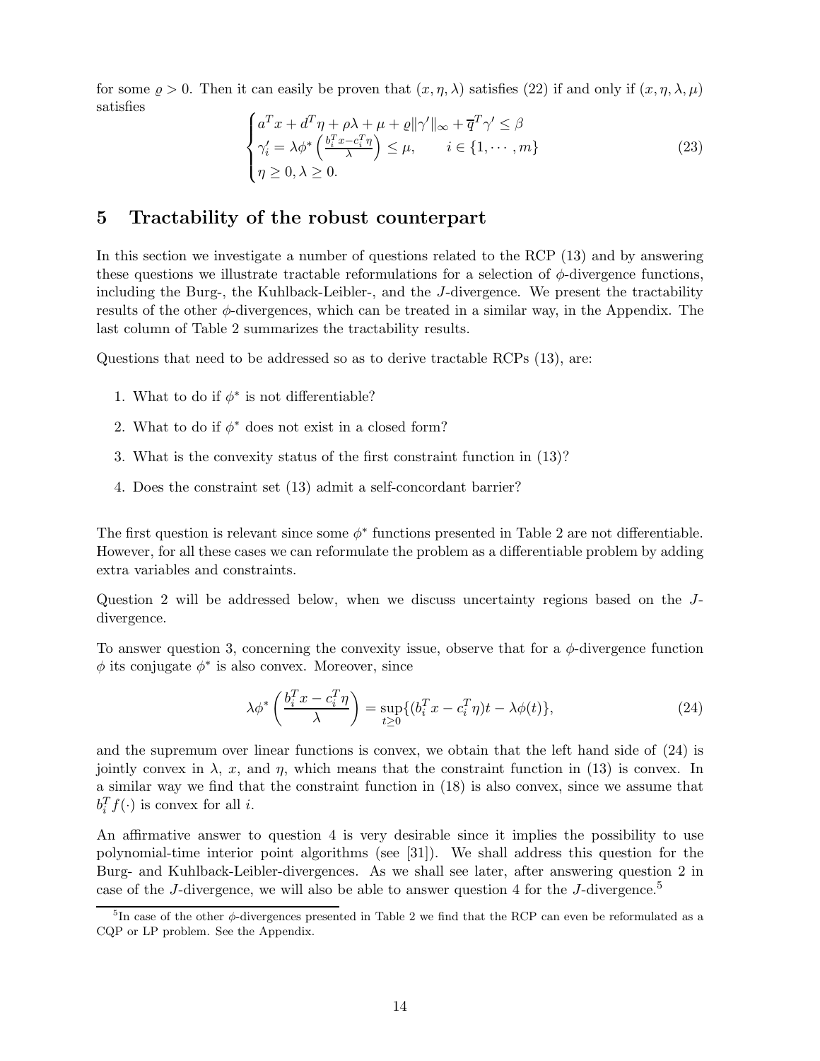for some $\varrho > 0$. Then it can easily be proven that $(x, \eta, \lambda)$ satisfies (22) if and only if $(x, \eta, \lambda, \mu)$ satisfies

$$
\begin{cases}
a^T x + d^T \eta + \rho\lambda + \mu + \varrho\|\gamma'\|_\infty + \overline{q}^T \gamma' \leq \beta \\
\gamma'_i = \lambda \phi^* \left( \frac{b_i^T x - c_i^T \eta}{\lambda} \right) \leq \mu, \qquad i \in \{1, \cdots, m\} \\
\eta \geq 0, \lambda \geq 0.
\end{cases}
\tag{23}
$$

## 5 Tractability of the robust counterpart

In this section we investigate a number of questions related to the RCP (13) and by answering these questions we illustrate tractable reformulations for a selection of $\phi$-divergence functions, including the Burg-, the Kuhlback-Leibler-, and the $J$-divergence. We present the tractability results of the other $\phi$-divergences, which can be treated in a similar way, in the Appendix. The last column of Table 2 summarizes the tractability results.

Questions that need to be addressed so as to derive tractable RCPs (13), are:

1. What to do if $\phi^*$ is not differentiable?
2. What to do if $\phi^*$ does not exist in a closed form?
3. What is the convexity status of the first constraint function in (13)?
4. Does the constraint set (13) admit a self-concordant barrier?

The first question is relevant since some $\phi^*$ functions presented in Table 2 are not differentiable. However, for all these cases we can reformulate the problem as a differentiable problem by adding extra variables and constraints.

Question 2 will be addressed below, when we discuss uncertainty regions based on the $J$-divergence.

To answer question 3, concerning the convexity issue, observe that for a $\phi$-divergence function $\phi$ its conjugate $\phi^*$ is also convex. Moreover, since

$$
\lambda \phi^* \left( \frac{b_i^T x - c_i^T \eta}{\lambda} \right) = \sup_{t \geq 0} \{ (b_i^T x - c_i^T \eta) t - \lambda \phi(t) \},
\tag{24}
$$

and the supremum over linear functions is convex, we obtain that the left hand side of (24) is jointly convex in $\lambda$, $x$, and $\eta$, which means that the constraint function in (13) is convex. In a similar way we find that the constraint function in (18) is also convex, since we assume that $b_i^T f(\cdot)$ is convex for all $i$.

An affirmative answer to question 4 is very desirable since it implies the possibility to use polynomial-time interior point algorithms (see [31]). We shall address this question for the Burg- and Kuhlback-Leibler-divergences. As we shall see later, after answering question 2 in case of the $J$-divergence, we will also be able to answer question 4 for the $J$-divergence.[5]

[5]In case of the other $\phi$-divergences presented in Table 2 we find that the RCP can even be reformulated as a CQP or LP problem. See the Appendix.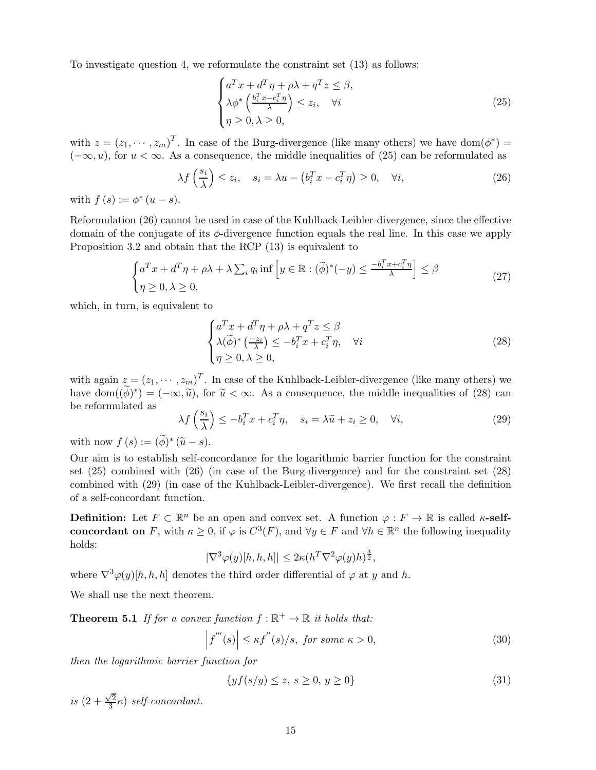To investigate question 4, we reformulate the constraint set (13) as follows:

$$
\begin{cases}
a^T x + d^T \eta + \rho\lambda + q^T z \leq \beta, \\
\lambda \phi^* \left( \frac{b_i^T x - c_i^T \eta}{\lambda} \right) \leq z_i, \quad \forall i \\
\eta \geq 0, \lambda \geq 0,
\end{cases}
\tag{25}
$$

with $z = (z_1, \cdots, z_m)^T$. In case of the Burg-divergence (like many others) we have $\mathrm{dom}(\phi^*) = (-\infty, u)$, for $u < \infty$. As a consequence, the middle inequalities of (25) can be reformulated as

$$
\lambda f\left(\frac{s_i}{\lambda}\right) \leq z_i, \quad s_i = \lambda u - \left(b_i^T x - c_i^T \eta\right) \geq 0, \quad \forall i,
\tag{26}
$$

with $f(s) := \phi^*(u - s)$.

Reformulation (26) cannot be used in case of the Kuhlback-Leibler-divergence, since the effective domain of the conjugate of its $\phi$-divergence function equals the real line. In this case we apply Proposition 3.2 and obtain that the RCP (13) is equivalent to

$$
\begin{cases}
a^T x + d^T \eta + \rho\lambda + \lambda \sum_i q_i \inf \left[ y \in \mathbb{R} : (\widetilde{\phi})^*(-y) \leq \frac{-b_i^T x + c_i^T \eta}{\lambda} \right] \leq \beta \\
\eta \geq 0, \lambda \geq 0,
\end{cases}
\tag{27}
$$

which, in turn, is equivalent to

$$
\begin{cases}
a^T x + d^T \eta + \rho\lambda + q^T z \leq \beta \\
\lambda (\widetilde{\phi})^* \left( \frac{-z_i}{\lambda} \right) \leq -b_i^T x + c_i^T \eta, \quad \forall i \\
\eta \geq 0, \lambda \geq 0,
\end{cases}
\tag{28}
$$

with again $z = (z_1, \cdots, z_m)^T$. In case of the Kuhlback-Leibler-divergence (like many others) we have $\mathrm{dom}((\widetilde{\phi})^*) = (-\infty, \widetilde{u})$, for $\widetilde{u} < \infty$. As a consequence, the middle inequalities of (28) can be reformulated as

$$
\lambda f\left(\frac{s_i}{\lambda}\right) \leq -b_i^T x + c_i^T \eta, \quad s_i = \lambda \widetilde{u} + z_i \geq 0, \quad \forall i,
\tag{29}
$$

with now $f(s) := (\widetilde{\phi})^*(\widetilde{u} - s)$.

Our aim is to establish self-concordance for the logarithmic barrier function for the constraint set (25) combined with (26) (in case of the Burg-divergence) and for the constraint set (28) combined with (29) (in case of the Kuhlback-Leibler-divergence). We first recall the definition of a self-concordant function.

**Definition:** Let $F \subset \mathbb{R}^n$ be an open and convex set. A function $\varphi : F \to \mathbb{R}$ is called **$\kappa$-self-concordant on** $F$, with $\kappa \geq 0$, if $\varphi$ is $C^3(F)$, and $\forall y \in F$ and $\forall h \in \mathbb{R}^n$ the following inequality holds:

$$
|\nabla^3 \varphi(y)[h, h, h]| \leq 2\kappa (h^T \nabla^2 \varphi(y) h)^{\frac{3}{2}},
$$

where $\nabla^3 \varphi(y)[h, h, h]$ denotes the third order differential of $\varphi$ at $y$ and $h$.

We shall use the next theorem.

**Theorem 5.1** *If for a convex function $f : \mathbb{R}^+ \to \mathbb{R}$ it holds that:*

$$
\left| f^{'''}(s) \right| \leq \kappa f^{''}(s)/s, \text{ for some } \kappa > 0,
\tag{30}
$$

*then the logarithmic barrier function for*

$$
\{ y f(s/y) \leq z, \; s \geq 0, \; y \geq 0 \}
\tag{31}
$$

*is $(2 + \frac{\sqrt{2}}{3}\kappa)$-self-concordant.*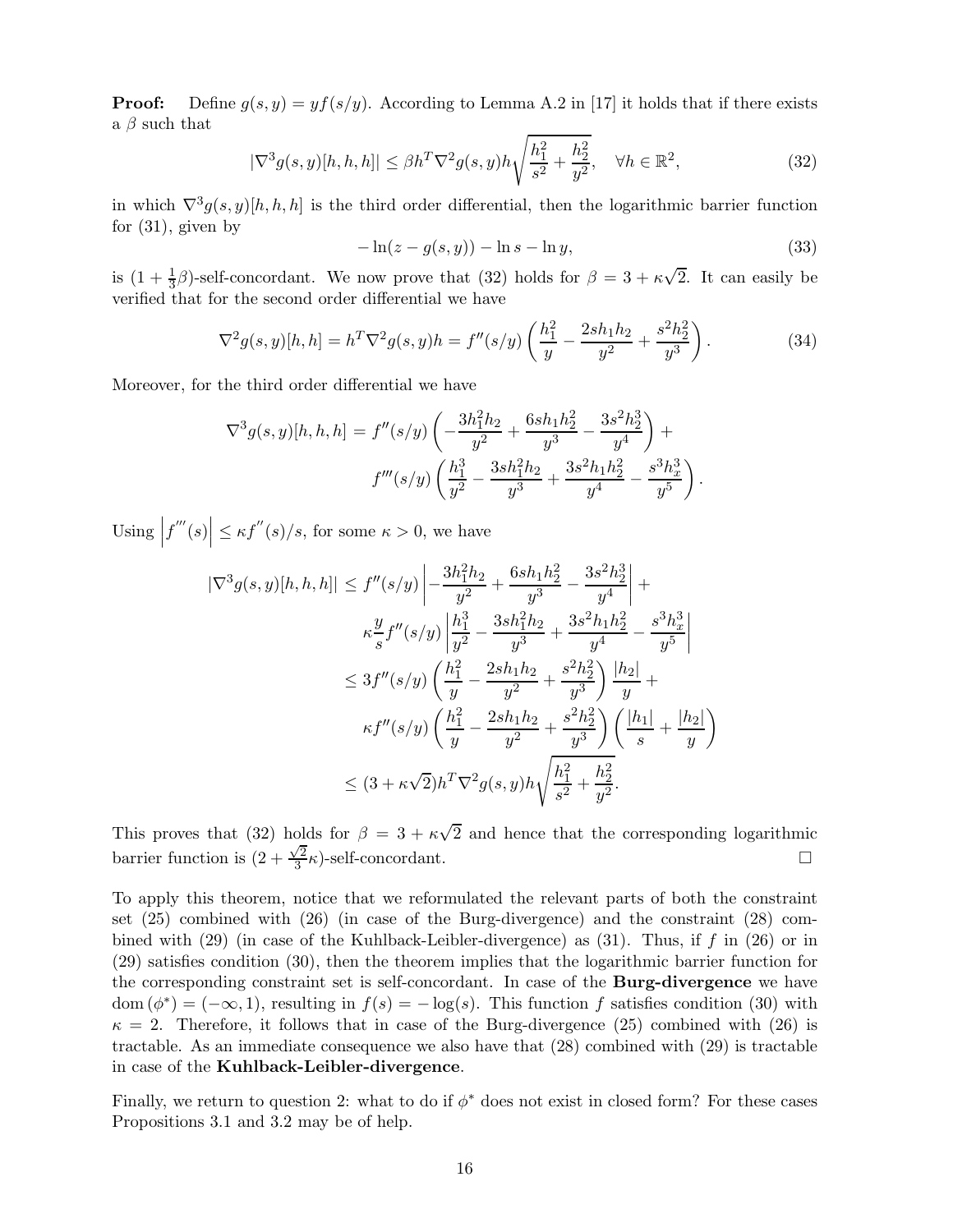**Proof:** Define $g(s, y) = yf(s/y)$. According to Lemma A.2 in [17] it holds that if there exists a $\beta$ such that

$$|\nabla^3 g(s, y)[h, h, h]| \leq \beta h^T \nabla^2 g(s, y) h \sqrt{\frac{h_1^2}{s^2} + \frac{h_2^2}{y^2}}, \quad \forall h \in \mathbb{R}^2, \tag{32}$$

in which $\nabla^3 g(s, y)[h, h, h]$ is the third order differential, then the logarithmic barrier function for (31), given by

$$-\ln(z - g(s, y)) - \ln s - \ln y, \tag{33}$$

is $(1 + \frac{1}{3}\beta)$-self-concordant. We now prove that (32) holds for $\beta = 3 + \kappa\sqrt{2}$. It can easily be verified that for the second order differential we have

$$\nabla^2 g(s, y)[h, h] = h^T \nabla^2 g(s, y) h = f''(s/y) \left( \frac{h_1^2}{y} - \frac{2sh_1h_2}{y^2} + \frac{s^2h_2^2}{y^3} \right). \tag{34}$$

Moreover, for the third order differential we have

$$\begin{aligned}
\nabla^3 g(s, y)[h, h, h] = & \; f''(s/y) \left( -\frac{3h_1^2h_2}{y^2} + \frac{6sh_1h_2^2}{y^3} - \frac{3s^2h_2^3}{y^4} \right) + \\
& \; f'''(s/y) \left( \frac{h_1^3}{y^2} - \frac{3sh_1^2h_2}{y^3} + \frac{3s^2h_1h_2^2}{y^4} - \frac{s^3h_x^3}{y^5} \right).
\end{aligned}$$

Using $\left| f'''(s) \right| \leq \kappa f''(s)/s$, for some $\kappa > 0$, we have

$$\begin{aligned}
|\nabla^3 g(s, y)[h, h, h]| \leq & \; f''(s/y) \left| -\frac{3h_1^2h_2}{y^2} + \frac{6sh_1h_2^2}{y^3} - \frac{3s^2h_2^3}{y^4} \right| + \\
& \; \kappa \frac{y}{s} f''(s/y) \left| \frac{h_1^3}{y^2} - \frac{3sh_1^2h_2}{y^3} + \frac{3s^2h_1h_2^2}{y^4} - \frac{s^3h_x^3}{y^5} \right| \\
\leq & \; 3f''(s/y) \left( \frac{h_1^2}{y} - \frac{2sh_1h_2}{y^2} + \frac{s^2h_2^2}{y^3} \right) \frac{|h_2|}{y} + \\
& \; \kappa f''(s/y) \left( \frac{h_1^2}{y} - \frac{2sh_1h_2}{y^2} + \frac{s^2h_2^2}{y^3} \right) \left( \frac{|h_1|}{s} + \frac{|h_2|}{y} \right) \\
\leq & \; (3 + \kappa\sqrt{2}) h^T \nabla^2 g(s, y) h \sqrt{\frac{h_1^2}{s^2} + \frac{h_2^2}{y^2}}.
\end{aligned}$$

This proves that (32) holds for $\beta = 3 + \kappa\sqrt{2}$ and hence that the corresponding logarithmic barrier function is $(2 + \frac{\sqrt{2}}{3}\kappa)$-self-concordant. □

To apply this theorem, notice that we reformulated the relevant parts of both the constraint set (25) combined with (26) (in case of the Burg-divergence) and the constraint (28) combined with (29) (in case of the Kuhlback-Leibler-divergence) as (31). Thus, if $f$ in (26) or in (29) satisfies condition (30), then the theorem implies that the logarithmic barrier function for the corresponding constraint set is self-concordant. In case of the **Burg-divergence** we have $\text{dom}(\phi^*) = (-\infty, 1)$, resulting in $f(s) = -\log(s)$. This function $f$ satisfies condition (30) with $\kappa = 2$. Therefore, it follows that in case of the Burg-divergence (25) combined with (26) is tractable. As an immediate consequence we also have that (28) combined with (29) is tractable in case of the **Kuhlback-Leibler-divergence**.

Finally, we return to question 2: what to do if $\phi^*$ does not exist in closed form? For these cases Propositions 3.1 and 3.2 may be of help.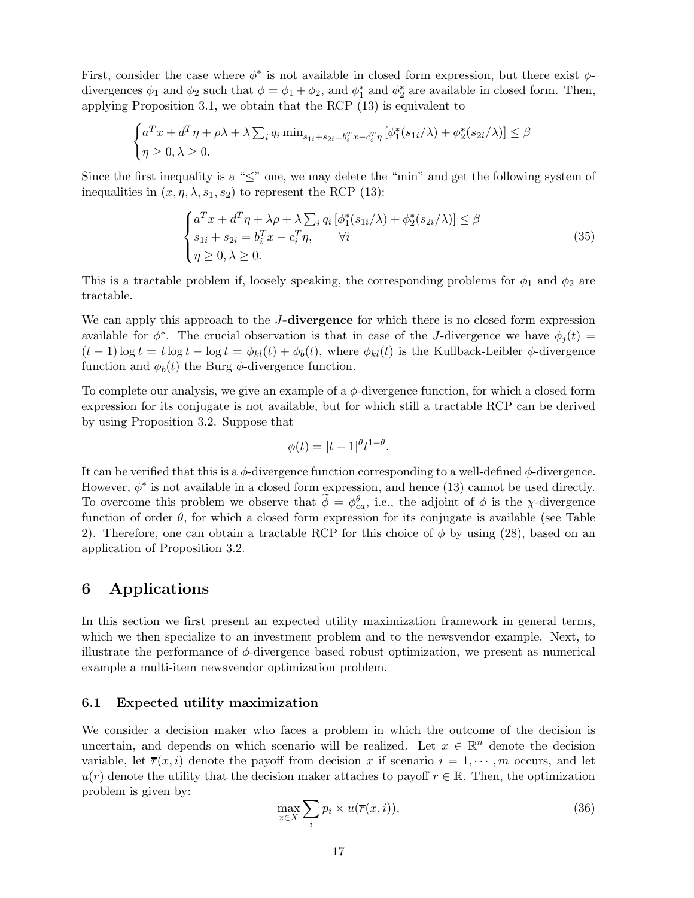First, consider the case where $\phi^*$ is not available in closed form expression, but there exist $\phi$-divergences $\phi_1$ and $\phi_2$ such that $\phi = \phi_1 + \phi_2$, and $\phi_1^*$ and $\phi_2^*$ are available in closed form. Then, applying Proposition 3.1, we obtain that the RCP (13) is equivalent to

$$\begin{cases} a^T x + d^T \eta + \rho\lambda + \lambda \sum_i q_i \min_{s_{1i}+s_{2i}=b_i^T x - c_i^T \eta} \left[\phi_1^*(s_{1i}/\lambda) + \phi_2^*(s_{2i}/\lambda)\right] \leq \beta \\ \eta \geq 0, \lambda \geq 0. \end{cases}$$

Since the first inequality is a "≤" one, we may delete the "min" and get the following system of inequalities in $(x, \eta, \lambda, s_1, s_2)$ to represent the RCP (13):

$$\begin{cases} a^T x + d^T \eta + \lambda\rho + \lambda \sum_i q_i \left[\phi_1^*(s_{1i}/\lambda) + \phi_2^*(s_{2i}/\lambda)\right] \leq \beta \\ s_{1i} + s_{2i} = b_i^T x - c_i^T \eta, \qquad \forall i \\ \eta \geq 0, \lambda \geq 0. \end{cases} \tag{35}$$

This is a tractable problem if, loosely speaking, the corresponding problems for $\phi_1$ and $\phi_2$ are tractable.

We can apply this approach to the ***J*-divergence** for which there is no closed form expression available for $\phi^*$. The crucial observation is that in case of the $J$-divergence we have $\phi_j(t) = (t-1)\log t = t \log t - \log t = \phi_{kl}(t) + \phi_b(t)$, where $\phi_{kl}(t)$ is the Kullback-Leibler $\phi$-divergence function and $\phi_b(t)$ the Burg $\phi$-divergence function.

To complete our analysis, we give an example of a $\phi$-divergence function, for which a closed form expression for its conjugate is not available, but for which still a tractable RCP can be derived by using Proposition 3.2. Suppose that

$$\phi(t) = |t-1|^\theta t^{1-\theta}.$$

It can be verified that this is a $\phi$-divergence function corresponding to a well-defined $\phi$-divergence. However, $\phi^*$ is not available in a closed form expression, and hence (13) cannot be used directly. To overcome this problem we observe that $\widetilde{\phi} = \phi_{ca}^\theta$, i.e., the adjoint of $\phi$ is the $\chi$-divergence function of order $\theta$, for which a closed form expression for its conjugate is available (see Table 2). Therefore, one can obtain a tractable RCP for this choice of $\phi$ by using (28), based on an application of Proposition 3.2.

# 6 Applications

In this section we first present an expected utility maximization framework in general terms, which we then specialize to an investment problem and to the newsvendor example. Next, to illustrate the performance of $\phi$-divergence based robust optimization, we present as numerical example a multi-item newsvendor optimization problem.

## 6.1 Expected utility maximization

We consider a decision maker who faces a problem in which the outcome of the decision is uncertain, and depends on which scenario will be realized. Let $x \in \mathbb{R}^n$ denote the decision variable, let $\overline{r}(x, i)$ denote the payoff from decision $x$ if scenario $i = 1, \cdots, m$ occurs, and let $u(r)$ denote the utility that the decision maker attaches to payoff $r \in \mathbb{R}$. Then, the optimization problem is given by:

$$\max_{x \in X} \sum_i p_i \times u(\overline{r}(x, i)), \tag{36}$$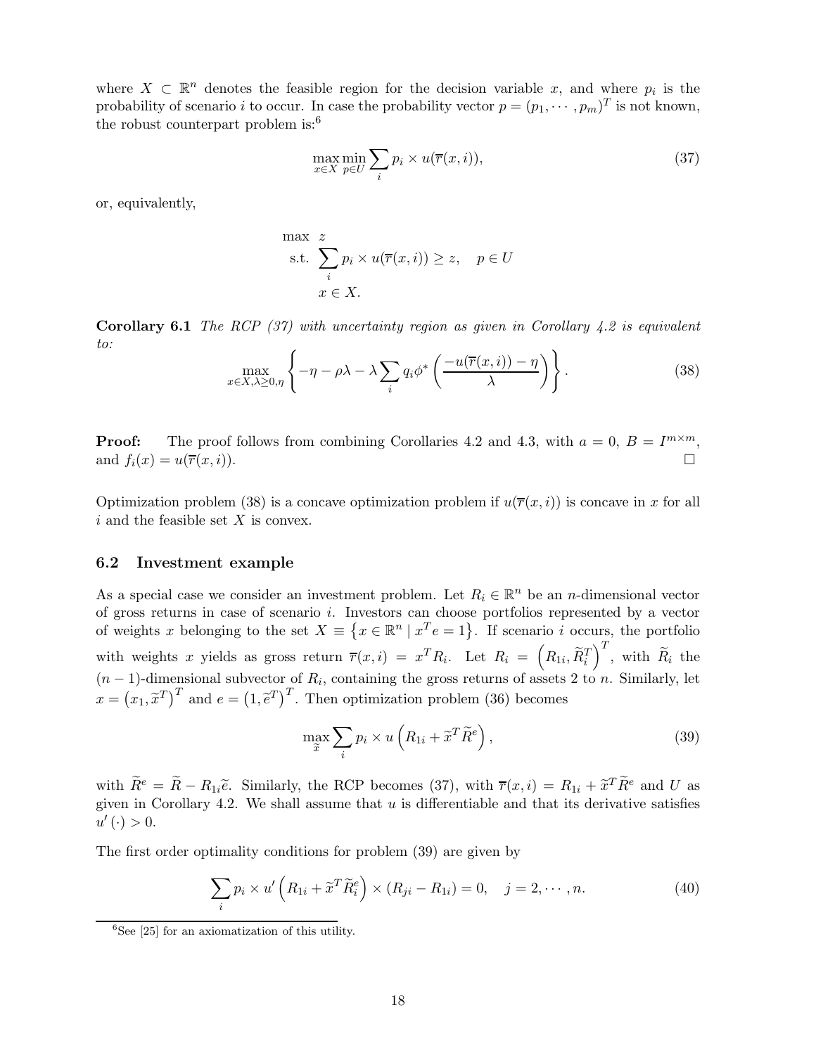where $X \subset \mathbb{R}^n$ denotes the feasible region for the decision variable $x$, and where $p_i$ is the probability of scenario $i$ to occur. In case the probability vector $p = (p_1, \cdots, p_m)^T$ is not known, the robust counterpart problem is:[6]

$$\max_{x \in X} \min_{p \in U} \sum_i p_i \times u(\overline{r}(x, i)), \tag{37}$$

or, equivalently,

$$\begin{aligned} \max \ & z \\ \text{s.t.} \ & \sum_i p_i \times u(\overline{r}(x, i)) \geq z, \quad p \in U \\ & x \in X. \end{aligned}$$

**Corollary 6.1** *The RCP (37) with uncertainty region as given in Corollary 4.2 is equivalent to:*

$$\max_{x \in X, \lambda \geq 0, \eta} \left\{ -\eta - \rho\lambda - \lambda \sum_i q_i \phi^* \left( \frac{-u(\overline{r}(x, i)) - \eta}{\lambda} \right) \right\}. \tag{38}$$

**Proof:** The proof follows from combining Corollaries 4.2 and 4.3, with $a = 0$, $B = I^{m \times m}$, and $f_i(x) = u(\overline{r}(x, i))$. □

Optimization problem (38) is a concave optimization problem if $u(\overline{r}(x, i))$ is concave in $x$ for all $i$ and the feasible set $X$ is convex.

### 6.2 Investment example

As a special case we consider an investment problem. Let $R_i \in \mathbb{R}^n$ be an $n$-dimensional vector of gross returns in case of scenario $i$. Investors can choose portfolios represented by a vector of weights $x$ belonging to the set $X \equiv \{x \in \mathbb{R}^n \mid x^T e = 1\}$. If scenario $i$ occurs, the portfolio with weights $x$ yields as gross return $\overline{r}(x, i) = x^T R_i$. Let $R_i = \left(R_{1i}, \widetilde{R}_i^T\right)^T$, with $\widetilde{R}_i$ the $(n-1)$-dimensional subvector of $R_i$, containing the gross returns of assets 2 to $n$. Similarly, let $x = \left(x_1, \widetilde{x}^T\right)^T$ and $e = \left(1, \widetilde{e}^T\right)^T$. Then optimization problem (36) becomes

$$\max_{\widetilde{x}} \sum_i p_i \times u\left(R_{1i} + \widetilde{x}^T \widetilde{R}^e\right), \tag{39}$$

with $\widetilde{R}^e = \widetilde{R} - R_{1i}\widetilde{e}$. Similarly, the RCP becomes (37), with $\overline{r}(x, i) = R_{1i} + \widetilde{x}^T \widetilde{R}^e$ and $U$ as given in Corollary 4.2. We shall assume that $u$ is differentiable and that its derivative satisfies $u'(\cdot) > 0$.

The first order optimality conditions for problem (39) are given by

$$\sum_i p_i \times u'\left(R_{1i} + \widetilde{x}^T \widetilde{R}_i^e\right) \times (R_{ji} - R_{1i}) = 0, \quad j = 2, \cdots, n. \tag{40}$$

[6] See [25] for an axiomatization of this utility.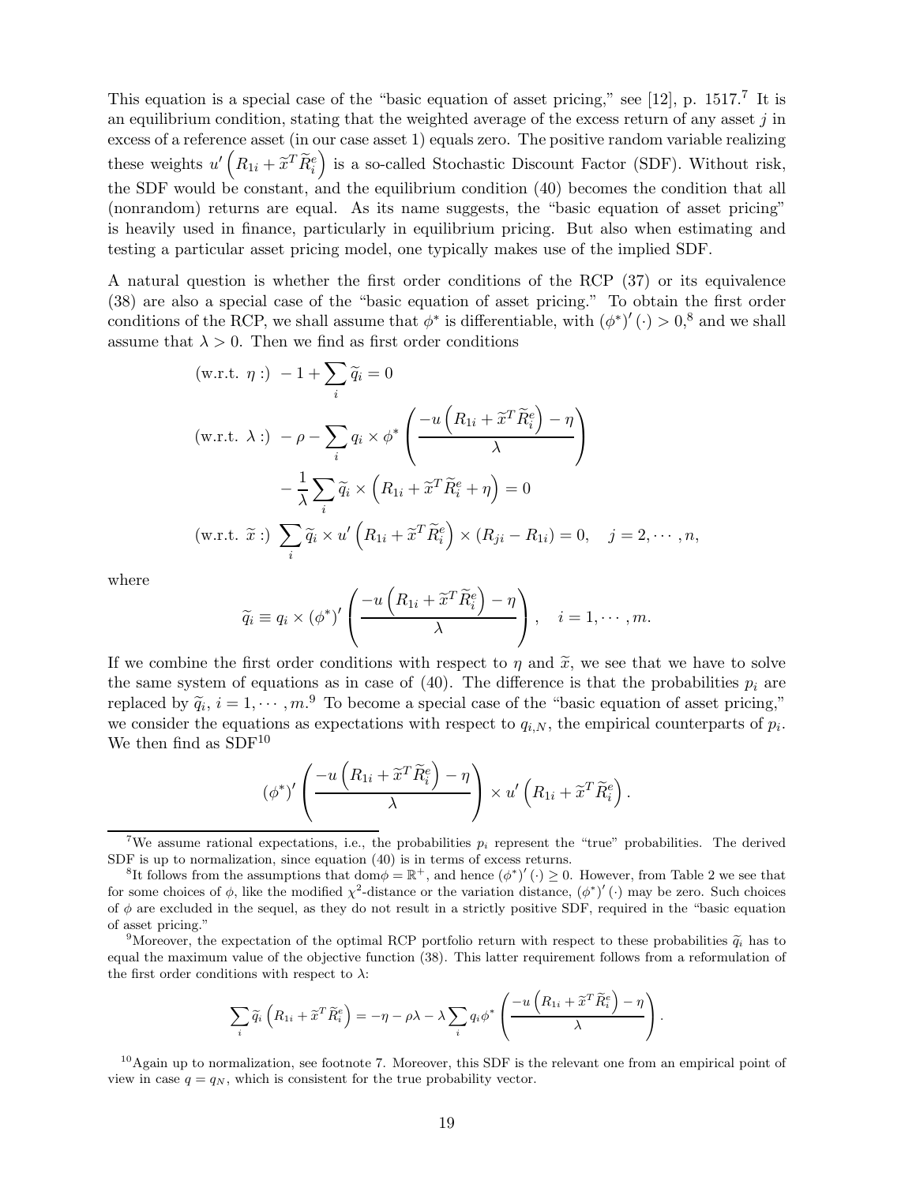This equation is a special case of the "basic equation of asset pricing," see [12], p. 1517.[7] It is an equilibrium condition, stating that the weighted average of the excess return of any asset $j$ in excess of a reference asset (in our case asset 1) equals zero. The positive random variable realizing these weights $u'\left(R_{1i} + \widetilde{x}^T \widetilde{R}_i^e\right)$ is a so-called Stochastic Discount Factor (SDF). Without risk, the SDF would be constant, and the equilibrium condition (40) becomes the condition that all (nonrandom) returns are equal. As its name suggests, the "basic equation of asset pricing" is heavily used in finance, particularly in equilibrium pricing. But also when estimating and testing a particular asset pricing model, one typically makes use of the implied SDF.

A natural question is whether the first order conditions of the RCP (37) or its equivalence (38) are also a special case of the "basic equation of asset pricing." To obtain the first order conditions of the RCP, we shall assume that $\phi^*$ is differentiable, with $(\phi^*)'(\cdot) > 0$,[8] and we shall assume that $\lambda > 0$. Then we find as first order conditions

$$
\begin{aligned}
&(\text{w.r.t. } \eta :) \; -1 + \sum_i \widetilde{q}_i = 0 \\
&(\text{w.r.t. } \lambda :) \; -\rho - \sum_i q_i \times \phi^* \left( \frac{-u\left(R_{1i} + \widetilde{x}^T \widetilde{R}_i^e\right) - \eta}{\lambda} \right) \\
&\qquad\qquad - \frac{1}{\lambda} \sum_i \widetilde{q}_i \times \left(R_{1i} + \widetilde{x}^T \widetilde{R}_i^e + \eta\right) = 0 \\
&(\text{w.r.t. } \widetilde{x} :) \; \sum_i \widetilde{q}_i \times u'\left(R_{1i} + \widetilde{x}^T \widetilde{R}_i^e\right) \times (R_{ji} - R_{1i}) = 0, \quad j = 2, \cdots, n,
\end{aligned}
$$

where

$$
\widetilde{q}_i \equiv q_i \times (\phi^*)' \left( \frac{-u\left(R_{1i} + \widetilde{x}^T \widetilde{R}_i^e\right) - \eta}{\lambda} \right), \quad i = 1, \cdots, m.
$$

If we combine the first order conditions with respect to $\eta$ and $\widetilde{x}$, we see that we have to solve the same system of equations as in case of (40). The difference is that the probabilities $p_i$ are replaced by $\widetilde{q}_i$, $i = 1, \cdots, m$.[9] To become a special case of the "basic equation of asset pricing," we consider the equations as expectations with respect to $q_{i,N}$, the empirical counterparts of $p_i$. We then find as SDF[10]

$$
(\phi^*)' \left( \frac{-u\left(R_{1i} + \widetilde{x}^T \widetilde{R}_i^e\right) - \eta}{\lambda} \right) \times u'\left(R_{1i} + \widetilde{x}^T \widetilde{R}_i^e\right).
$$

---

[7] We assume rational expectations, i.e., the probabilities $p_i$ represent the "true" probabilities. The derived SDF is up to normalization, since equation (40) is in terms of excess returns.

[8] It follows from the assumptions that $\text{dom}\phi = \mathbb{R}^+$, and hence $(\phi^*)'(\cdot) \geq 0$. However, from Table 2 we see that for some choices of $\phi$, like the modified $\chi^2$-distance or the variation distance, $(\phi^*)'(\cdot)$ may be zero. Such choices of $\phi$ are excluded in the sequel, as they do not result in a strictly positive SDF, required in the "basic equation of asset pricing."

[9] Moreover, the expectation of the optimal RCP portfolio return with respect to these probabilities $\widetilde{q}_i$ has to equal the maximum value of the objective function (38). This latter requirement follows from a reformulation of the first order conditions with respect to $\lambda$:

$$
\sum_i \widetilde{q}_i \left(R_{1i} + \widetilde{x}^T \widetilde{R}_i^e\right) = -\eta - \rho\lambda - \lambda \sum_i q_i \phi^* \left( \frac{-u\left(R_{1i} + \widetilde{x}^T \widetilde{R}_i^e\right) - \eta}{\lambda} \right).
$$

[10] Again up to normalization, see footnote 7. Moreover, this SDF is the relevant one from an empirical point of view in case $q = q_N$, which is consistent for the true probability vector.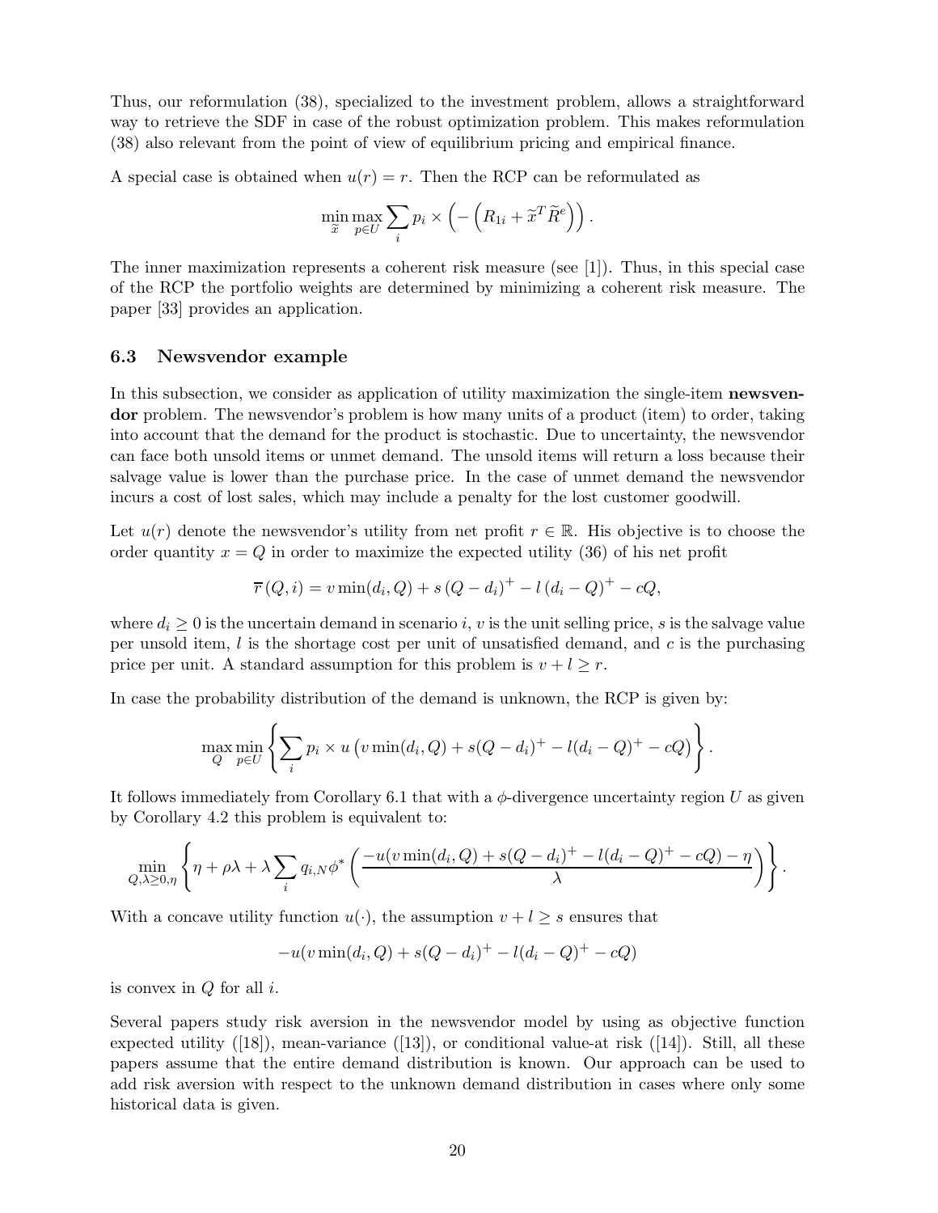Thus, our reformulation (38), specialized to the investment problem, allows a straightforward way to retrieve the SDF in case of the robust optimization problem. This makes reformulation (38) also relevant from the point of view of equilibrium pricing and empirical finance.

A special case is obtained when $u(r) = r$. Then the RCP can be reformulated as

$$\min_{\widetilde{x}} \max_{p \in U} \sum_i p_i \times \left( - \left( R_{1i} + \widetilde{x}^T \widetilde{R}^e \right) \right).$$

The inner maximization represents a coherent risk measure (see [1]). Thus, in this special case of the RCP the portfolio weights are determined by minimizing a coherent risk measure. The paper [33] provides an application.

### 6.3 Newsvendor example

In this subsection, we consider as application of utility maximization the single-item **newsvendor** problem. The newsvendor's problem is how many units of a product (item) to order, taking into account that the demand for the product is stochastic. Due to uncertainty, the newsvendor can face both unsold items or unmet demand. The unsold items will return a loss because their salvage value is lower than the purchase price. In the case of unmet demand the newsvendor incurs a cost of lost sales, which may include a penalty for the lost customer goodwill.

Let $u(r)$ denote the newsvendor's utility from net profit $r \in \mathbb{R}$. His objective is to choose the order quantity $x = Q$ in order to maximize the expected utility (36) of his net profit

$$\overline{r}(Q, i) = v \min(d_i, Q) + s\,(Q - d_i)^+ - l\,(d_i - Q)^+ - cQ,$$

where $d_i \geq 0$ is the uncertain demand in scenario $i$, $v$ is the unit selling price, $s$ is the salvage value per unsold item, $l$ is the shortage cost per unit of unsatisfied demand, and $c$ is the purchasing price per unit. A standard assumption for this problem is $v + l \geq r$.

In case the probability distribution of the demand is unknown, the RCP is given by:

$$\max_{Q} \min_{p \in U} \left\{ \sum_i p_i \times u\left( v \min(d_i, Q) + s(Q - d_i)^+ - l(d_i - Q)^+ - cQ \right) \right\}.$$

It follows immediately from Corollary 6.1 that with a $\phi$-divergence uncertainty region $U$ as given by Corollary 4.2 this problem is equivalent to:

$$\min_{Q, \lambda \geq 0, \eta} \left\{ \eta + \rho\lambda + \lambda \sum_i q_{i,N} \phi^* \left( \frac{-u(v \min(d_i, Q) + s(Q - d_i)^+ - l(d_i - Q)^+ - cQ) - \eta}{\lambda} \right) \right\}.$$

With a concave utility function $u(\cdot)$, the assumption $v + l \geq s$ ensures that

$$-u(v \min(d_i, Q) + s(Q - d_i)^+ - l(d_i - Q)^+ - cQ)$$

is convex in $Q$ for all $i$.

Several papers study risk aversion in the newsvendor model by using as objective function expected utility ([18]), mean-variance ([13]), or conditional value-at risk ([14]). Still, all these papers assume that the entire demand distribution is known. Our approach can be used to add risk aversion with respect to the unknown demand distribution in cases where only some historical data is given.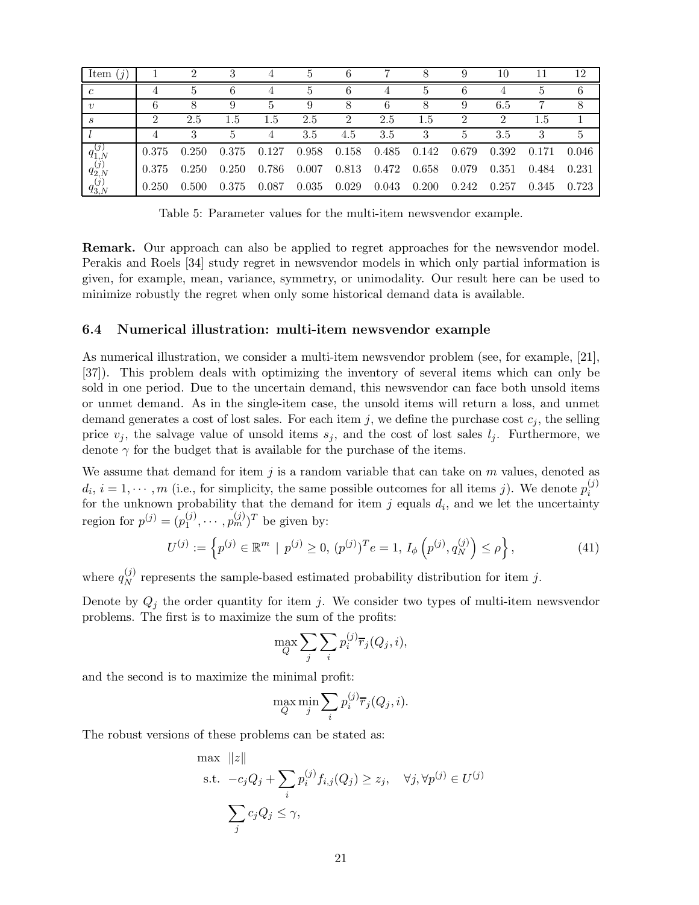| Item ($j$) | 1 | 2 | 3 | 4 | 5 | 6 | 7 | 8 | 9 | 10 | 11 | 12 |
|---|---|---|---|---|---|---|---|---|---|---|---|---|
| $c$ | 4 | 5 | 6 | 4 | 5 | 6 | 4 | 5 | 6 | 4 | 5 | 6 |
| $v$ | 6 | 8 | 9 | 5 | 9 | 8 | 6 | 8 | 9 | 6.5 | 7 | 8 |
| $s$ | 2 | 2.5 | 1.5 | 1.5 | 2.5 | 2 | 2.5 | 1.5 | 2 | 2 | 1.5 | 1 |
| $l$ | 4 | 3 | 5 | 4 | 3.5 | 4.5 | 3.5 | 3 | 5 | 3.5 | 3 | 5 |
| $q_{1,N}^{(j)}$ | 0.375 | 0.250 | 0.375 | 0.127 | 0.958 | 0.158 | 0.485 | 0.142 | 0.679 | 0.392 | 0.171 | 0.046 |
| $q_{2,N}^{(j)}$ | 0.375 | 0.250 | 0.250 | 0.786 | 0.007 | 0.813 | 0.472 | 0.658 | 0.079 | 0.351 | 0.484 | 0.231 |
| $q_{3,N}^{(j)}$ | 0.250 | 0.500 | 0.375 | 0.087 | 0.035 | 0.029 | 0.043 | 0.200 | 0.242 | 0.257 | 0.345 | 0.723 |

Table 5: Parameter values for the multi-item newsvendor example.

**Remark.** Our approach can also be applied to regret approaches for the newsvendor model. Perakis and Roels [34] study regret in newsvendor models in which only partial information is given, for example, mean, variance, symmetry, or unimodality. Our result here can be used to minimize robustly the regret when only some historical demand data is available.

### 6.4 Numerical illustration: multi-item newsvendor example

As numerical illustration, we consider a multi-item newsvendor problem (see, for example, [21], [37]). This problem deals with optimizing the inventory of several items which can only be sold in one period. Due to the uncertain demand, this newsvendor can face both unsold items or unmet demand. As in the single-item case, the unsold items will return a loss, and unmet demand generates a cost of lost sales. For each item $j$, we define the purchase cost $c_j$, the selling price $v_j$, the salvage value of unsold items $s_j$, and the cost of lost sales $l_j$. Furthermore, we denote $\gamma$ for the budget that is available for the purchase of the items.

We assume that demand for item $j$ is a random variable that can take on $m$ values, denoted as $d_i$, $i = 1, \cdots, m$ (i.e., for simplicity, the same possible outcomes for all items $j$). We denote $p_i^{(j)}$ for the unknown probability that the demand for item $j$ equals $d_i$, and we let the uncertainty region for $p^{(j)} = (p_1^{(j)}, \cdots, p_m^{(j)})^T$ be given by:

$$U^{(j)} := \left\{ p^{(j)} \in \mathbb{R}^m \mid p^{(j)} \geq 0, \, (p^{(j)})^T e = 1, \, I_\phi\left(p^{(j)}, q_N^{(j)}\right) \leq \rho \right\}, \tag{41}$$

where $q_N^{(j)}$ represents the sample-based estimated probability distribution for item $j$.

Denote by $Q_j$ the order quantity for item $j$. We consider two types of multi-item newsvendor problems. The first is to maximize the sum of the profits:

$$\max_Q \sum_j \sum_i p_i^{(j)} \overline{r}_j(Q_j, i),$$

and the second is to maximize the minimal profit:

$$\max_Q \min_j \sum_i p_i^{(j)} \overline{r}_j(Q_j, i).$$

The robust versions of these problems can be stated as:

$$\begin{aligned}
\max \quad & \|z\| \\
\text{s.t.} \quad & -c_j Q_j + \sum_i p_i^{(j)} f_{i,j}(Q_j) \geq z_j, \quad \forall j, \forall p^{(j)} \in U^{(j)} \\
& \sum_j c_j Q_j \leq \gamma,
\end{aligned}$$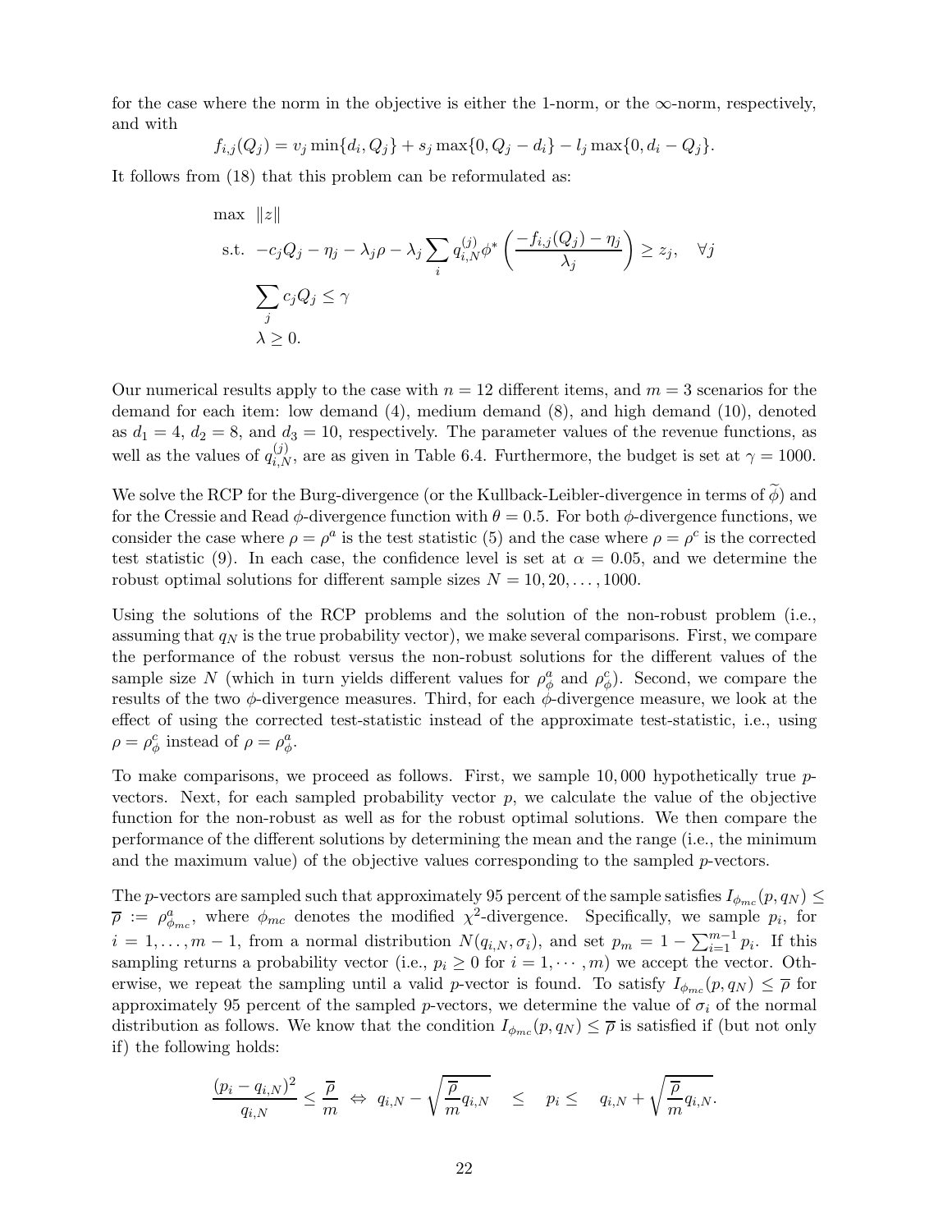for the case where the norm in the objective is either the 1-norm, or the $\infty$-norm, respectively, and with

$$f_{i,j}(Q_j) = v_j \min\{d_i, Q_j\} + s_j \max\{0, Q_j - d_i\} - l_j \max\{0, d_i - Q_j\}.$$

It follows from (18) that this problem can be reformulated as:

$$\begin{aligned}
\max \quad & \|z\| \\
\text{s.t.} \quad & -c_j Q_j - \eta_j - \lambda_j \rho - \lambda_j \sum_i q_{i,N}^{(j)} \phi^* \left( \frac{-f_{i,j}(Q_j) - \eta_j}{\lambda_j} \right) \geq z_j, \quad \forall j \\
& \sum_j c_j Q_j \leq \gamma \\
& \lambda \geq 0.
\end{aligned}$$

Our numerical results apply to the case with $n = 12$ different items, and $m = 3$ scenarios for the demand for each item: low demand (4), medium demand (8), and high demand (10), denoted as $d_1 = 4$, $d_2 = 8$, and $d_3 = 10$, respectively. The parameter values of the revenue functions, as well as the values of $q_{i,N}^{(j)}$, are as given in Table 6.4. Furthermore, the budget is set at $\gamma = 1000$.

We solve the RCP for the Burg-divergence (or the Kullback-Leibler-divergence in terms of $\widetilde{\phi}$) and for the Cressie and Read $\phi$-divergence function with $\theta = 0.5$. For both $\phi$-divergence functions, we consider the case where $\rho = \rho^a$ is the test statistic (5) and the case where $\rho = \rho^c$ is the corrected test statistic (9). In each case, the confidence level is set at $\alpha = 0.05$, and we determine the robust optimal solutions for different sample sizes $N = 10, 20, \ldots, 1000$.

Using the solutions of the RCP problems and the solution of the non-robust problem (i.e., assuming that $q_N$ is the true probability vector), we make several comparisons. First, we compare the performance of the robust versus the non-robust solutions for the different values of the sample size $N$ (which in turn yields different values for $\rho_\phi^a$ and $\rho_\phi^c$). Second, we compare the results of the two $\phi$-divergence measures. Third, for each $\phi$-divergence measure, we look at the effect of using the corrected test-statistic instead of the approximate test-statistic, i.e., using $\rho = \rho_\phi^c$ instead of $\rho = \rho_\phi^a$.

To make comparisons, we proceed as follows. First, we sample 10,000 hypothetically true $p$-vectors. Next, for each sampled probability vector $p$, we calculate the value of the objective function for the non-robust as well as for the robust optimal solutions. We then compare the performance of the different solutions by determining the mean and the range (i.e., the minimum and the maximum value) of the objective values corresponding to the sampled $p$-vectors.

The $p$-vectors are sampled such that approximately 95 percent of the sample satisfies $I_{\phi_{mc}}(p, q_N) \leq \overline{\rho} := \rho_{\phi_{mc}}^a$, where $\phi_{mc}$ denotes the modified $\chi^2$-divergence. Specifically, we sample $p_i$, for $i = 1, \ldots, m-1$, from a normal distribution $N(q_{i,N}, \sigma_i)$, and set $p_m = 1 - \sum_{i=1}^{m-1} p_i$. If this sampling returns a probability vector (i.e., $p_i \geq 0$ for $i = 1, \cdots, m$) we accept the vector. Otherwise, we repeat the sampling until a valid $p$-vector is found. To satisfy $I_{\phi_{mc}}(p, q_N) \leq \overline{\rho}$ for approximately 95 percent of the sampled $p$-vectors, we determine the value of $\sigma_i$ of the normal distribution as follows. We know that the condition $I_{\phi_{mc}}(p, q_N) \leq \overline{\rho}$ is satisfied if (but not only if) the following holds:

$$\frac{(p_i - q_{i,N})^2}{q_{i,N}} \leq \frac{\overline{\rho}}{m} \;\Leftrightarrow\; q_{i,N} - \sqrt{\frac{\overline{\rho}}{m} q_{i,N}} \quad \leq \quad p_i \leq \quad q_{i,N} + \sqrt{\frac{\overline{\rho}}{m} q_{i,N}}.$$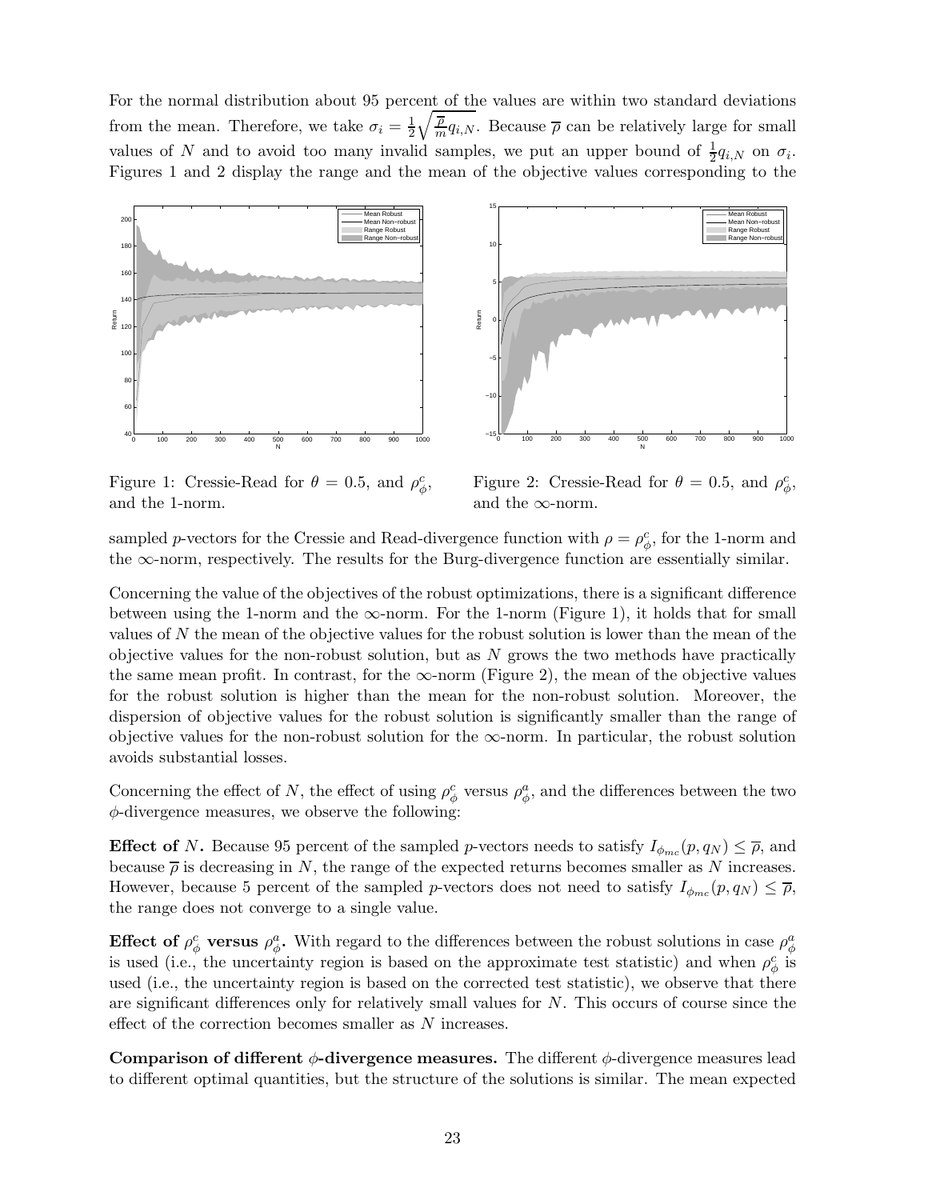For the normal distribution about 95 percent of the values are within two standard deviations from the mean. Therefore, we take $\sigma_i = \frac{1}{2}\sqrt{\frac{\overline{\rho}}{m} q_{i,N}}$. Because $\overline{\rho}$ can be relatively large for small values of $N$ and to avoid too many invalid samples, we put an upper bound of $\frac{1}{2}q_{i,N}$ on $\sigma_i$. Figures 1 and 2 display the range and the mean of the objective values corresponding to the sampled $p$-vectors for the Cressie and Read-divergence function with $\rho = \rho_\phi^c$, for the 1-norm and the $\infty$-norm, respectively. The results for the Burg-divergence function are essentially similar.

Figure 1: Cressie-Read for $\theta = 0.5$, and $\rho_\phi^c$, and the 1-norm.

Figure 2: Cressie-Read for $\theta = 0.5$, and $\rho_\phi^c$, and the $\infty$-norm.

Concerning the value of the objectives of the robust optimizations, there is a significant difference between using the 1-norm and the $\infty$-norm. For the 1-norm (Figure 1), it holds that for small values of $N$ the mean of the objective values for the robust solution is lower than the mean of the objective values for the non-robust solution, but as $N$ grows the two methods have practically the same mean profit. In contrast, for the $\infty$-norm (Figure 2), the mean of the objective values for the robust solution is higher than the mean for the non-robust solution. Moreover, the dispersion of objective values for the robust solution is significantly smaller than the range of objective values for the non-robust solution for the $\infty$-norm. In particular, the robust solution avoids substantial losses.

Concerning the effect of $N$, the effect of using $\rho_\phi^c$ versus $\rho_\phi^a$, and the differences between the two $\phi$-divergence measures, we observe the following:

**Effect of $N$.** Because 95 percent of the sampled $p$-vectors needs to satisfy $I_{\phi_{mc}}(p, q_N) \leq \overline{\rho}$, and because $\overline{\rho}$ is decreasing in $N$, the range of the expected returns becomes smaller as $N$ increases. However, because 5 percent of the sampled $p$-vectors does not need to satisfy $I_{\phi_{mc}}(p, q_N) \leq \overline{\rho}$, the range does not converge to a single value.

**Effect of $\rho_\phi^c$ versus $\rho_\phi^a$.** With regard to the differences between the robust solutions in case $\rho_\phi^a$ is used (i.e., the uncertainty region is based on the approximate test statistic) and when $\rho_\phi^c$ is used (i.e., the uncertainty region is based on the corrected test statistic), we observe that there are significant differences only for relatively small values for $N$. This occurs of course since the effect of the correction becomes smaller as $N$ increases.

**Comparison of different $\phi$-divergence measures.** The different $\phi$-divergence measures lead to different optimal quantities, but the structure of the solutions is similar. The mean expected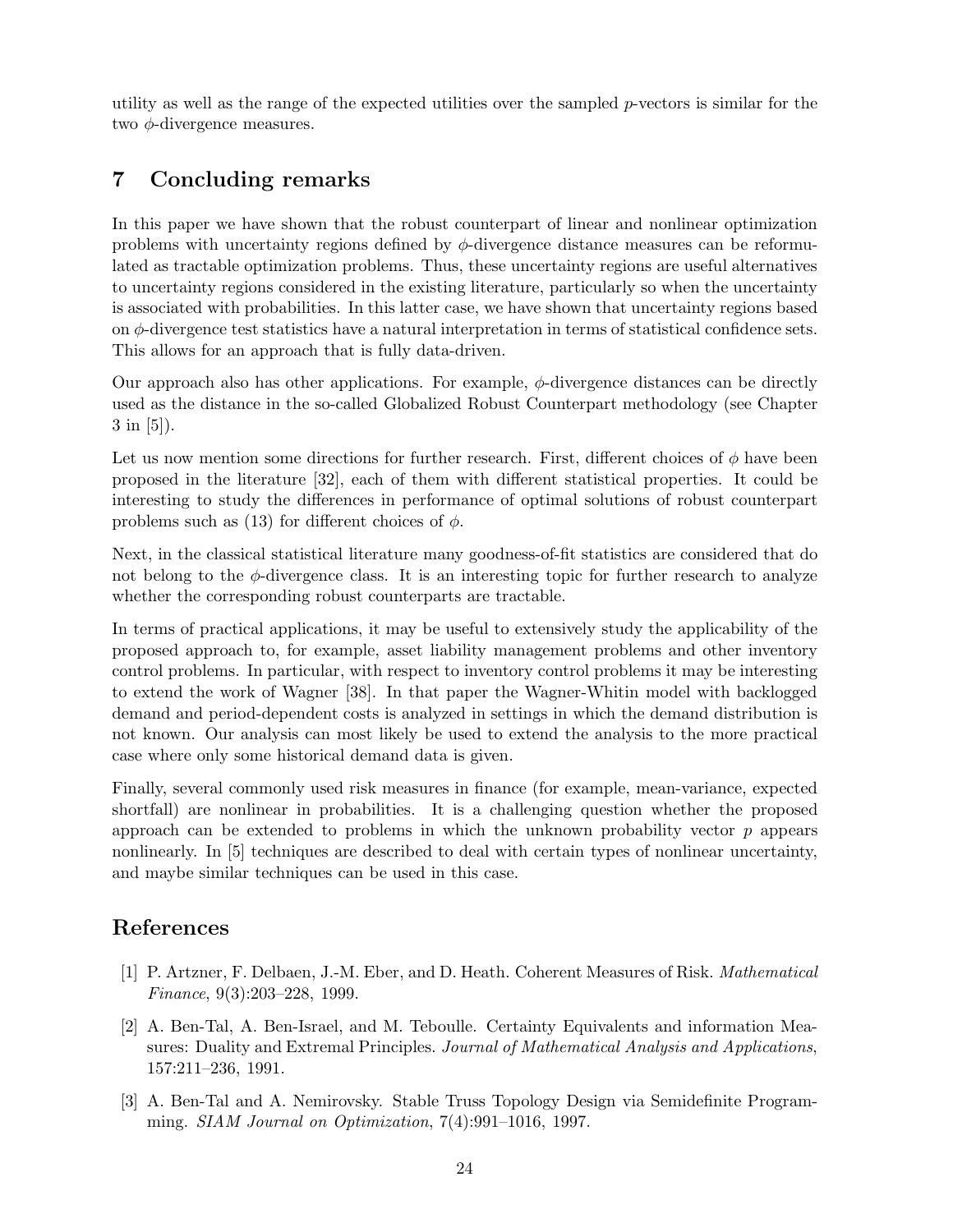utility as well as the range of the expected utilities over the sampled $p$-vectors is similar for the two $\phi$-divergence measures.

## 7 Concluding remarks

In this paper we have shown that the robust counterpart of linear and nonlinear optimization problems with uncertainty regions defined by $\phi$-divergence distance measures can be reformulated as tractable optimization problems. Thus, these uncertainty regions are useful alternatives to uncertainty regions considered in the existing literature, particularly so when the uncertainty is associated with probabilities. In this latter case, we have shown that uncertainty regions based on $\phi$-divergence test statistics have a natural interpretation in terms of statistical confidence sets. This allows for an approach that is fully data-driven.

Our approach also has other applications. For example, $\phi$-divergence distances can be directly used as the distance in the so-called Globalized Robust Counterpart methodology (see Chapter 3 in [5]).

Let us now mention some directions for further research. First, different choices of $\phi$ have been proposed in the literature [32], each of them with different statistical properties. It could be interesting to study the differences in performance of optimal solutions of robust counterpart problems such as (13) for different choices of $\phi$.

Next, in the classical statistical literature many goodness-of-fit statistics are considered that do not belong to the $\phi$-divergence class. It is an interesting topic for further research to analyze whether the corresponding robust counterparts are tractable.

In terms of practical applications, it may be useful to extensively study the applicability of the proposed approach to, for example, asset liability management problems and other inventory control problems. In particular, with respect to inventory control problems it may be interesting to extend the work of Wagner [38]. In that paper the Wagner-Whitin model with backlogged demand and period-dependent costs is analyzed in settings in which the demand distribution is not known. Our analysis can most likely be used to extend the analysis to the more practical case where only some historical demand data is given.

Finally, several commonly used risk measures in finance (for example, mean-variance, expected shortfall) are nonlinear in probabilities. It is a challenging question whether the proposed approach can be extended to problems in which the unknown probability vector $p$ appears nonlinearly. In [5] techniques are described to deal with certain types of nonlinear uncertainty, and maybe similar techniques can be used in this case.

## References

[1] P. Artzner, F. Delbaen, J.-M. Eber, and D. Heath. Coherent Measures of Risk. *Mathematical Finance*, 9(3):203–228, 1999.

[2] A. Ben-Tal, A. Ben-Israel, and M. Teboulle. Certainty Equivalents and information Measures: Duality and Extremal Principles. *Journal of Mathematical Analysis and Applications*, 157:211–236, 1991.

[3] A. Ben-Tal and A. Nemirovsky. Stable Truss Topology Design via Semidefinite Programming. *SIAM Journal on Optimization*, 7(4):991–1016, 1997.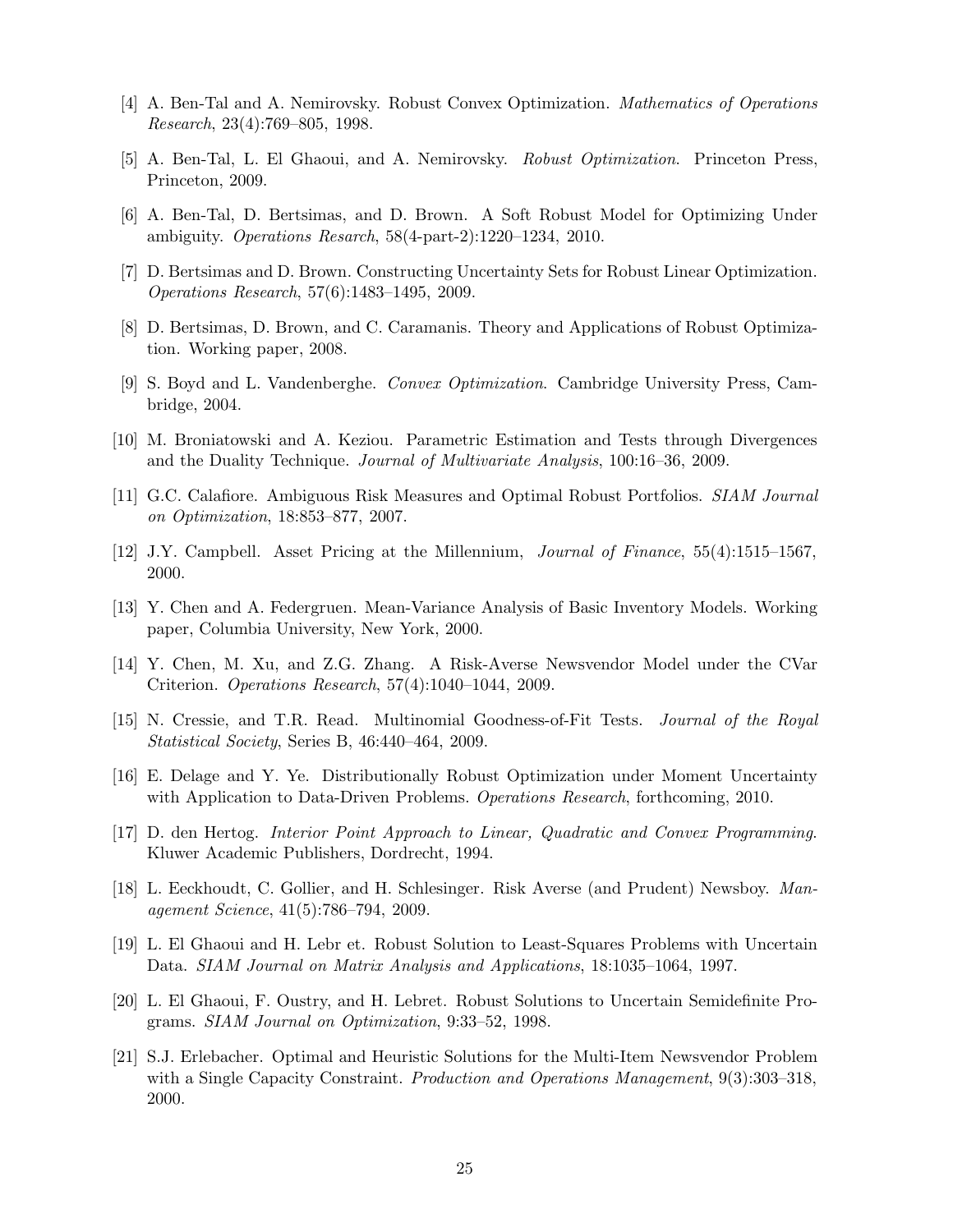[4] A. Ben-Tal and A. Nemirovsky. Robust Convex Optimization. *Mathematics of Operations Research*, 23(4):769–805, 1998.

[5] A. Ben-Tal, L. El Ghaoui, and A. Nemirovsky. *Robust Optimization*. Princeton Press, Princeton, 2009.

[6] A. Ben-Tal, D. Bertsimas, and D. Brown. A Soft Robust Model for Optimizing Under ambiguity. *Operations Resarch*, 58(4-part-2):1220–1234, 2010.

[7] D. Bertsimas and D. Brown. Constructing Uncertainty Sets for Robust Linear Optimization. *Operations Research*, 57(6):1483–1495, 2009.

[8] D. Bertsimas, D. Brown, and C. Caramanis. Theory and Applications of Robust Optimization. Working paper, 2008.

[9] S. Boyd and L. Vandenberghe. *Convex Optimization*. Cambridge University Press, Cambridge, 2004.

[10] M. Broniatowski and A. Keziou. Parametric Estimation and Tests through Divergences and the Duality Technique. *Journal of Multivariate Analysis*, 100:16–36, 2009.

[11] G.C. Calafiore. Ambiguous Risk Measures and Optimal Robust Portfolios. *SIAM Journal on Optimization*, 18:853–877, 2007.

[12] J.Y. Campbell. Asset Pricing at the Millennium, *Journal of Finance*, 55(4):1515–1567, 2000.

[13] Y. Chen and A. Federgruen. Mean-Variance Analysis of Basic Inventory Models. Working paper, Columbia University, New York, 2000.

[14] Y. Chen, M. Xu, and Z.G. Zhang. A Risk-Averse Newsvendor Model under the CVar Criterion. *Operations Research*, 57(4):1040–1044, 2009.

[15] N. Cressie, and T.R. Read. Multinomial Goodness-of-Fit Tests. *Journal of the Royal Statistical Society*, Series B, 46:440–464, 2009.

[16] E. Delage and Y. Ye. Distributionally Robust Optimization under Moment Uncertainty with Application to Data-Driven Problems. *Operations Research*, forthcoming, 2010.

[17] D. den Hertog. *Interior Point Approach to Linear, Quadratic and Convex Programming*. Kluwer Academic Publishers, Dordrecht, 1994.

[18] L. Eeckhoudt, C. Gollier, and H. Schlesinger. Risk Averse (and Prudent) Newsboy. *Management Science*, 41(5):786–794, 2009.

[19] L. El Ghaoui and H. Lebr et. Robust Solution to Least-Squares Problems with Uncertain Data. *SIAM Journal on Matrix Analysis and Applications*, 18:1035–1064, 1997.

[20] L. El Ghaoui, F. Oustry, and H. Lebret. Robust Solutions to Uncertain Semidefinite Programs. *SIAM Journal on Optimization*, 9:33–52, 1998.

[21] S.J. Erlebacher. Optimal and Heuristic Solutions for the Multi-Item Newsvendor Problem with a Single Capacity Constraint. *Production and Operations Management*, 9(3):303–318, 2000.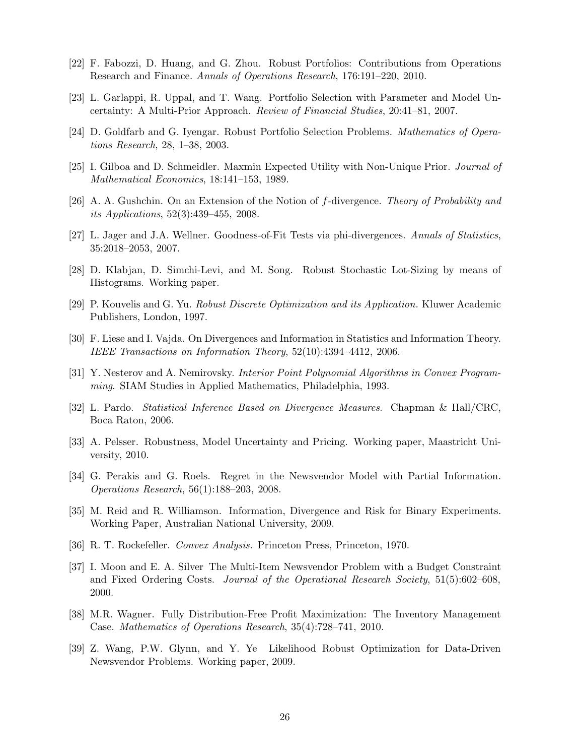[22] F. Fabozzi, D. Huang, and G. Zhou. Robust Portfolios: Contributions from Operations Research and Finance. *Annals of Operations Research*, 176:191–220, 2010.

[23] L. Garlappi, R. Uppal, and T. Wang. Portfolio Selection with Parameter and Model Uncertainty: A Multi-Prior Approach. *Review of Financial Studies*, 20:41–81, 2007.

[24] D. Goldfarb and G. Iyengar. Robust Portfolio Selection Problems. *Mathematics of Operations Research*, 28, 1–38, 2003.

[25] I. Gilboa and D. Schmeidler. Maxmin Expected Utility with Non-Unique Prior. *Journal of Mathematical Economics*, 18:141–153, 1989.

[26] A. A. Gushchin. On an Extension of the Notion of $f$-divergence. *Theory of Probability and its Applications*, 52(3):439–455, 2008.

[27] L. Jager and J.A. Wellner. Goodness-of-Fit Tests via phi-divergences. *Annals of Statistics*, 35:2018–2053, 2007.

[28] D. Klabjan, D. Simchi-Levi, and M. Song. Robust Stochastic Lot-Sizing by means of Histograms. Working paper.

[29] P. Kouvelis and G. Yu. *Robust Discrete Optimization and its Application.* Kluwer Academic Publishers, London, 1997.

[30] F. Liese and I. Vajda. On Divergences and Information in Statistics and Information Theory. *IEEE Transactions on Information Theory*, 52(10):4394–4412, 2006.

[31] Y. Nesterov and A. Nemirovsky. *Interior Point Polynomial Algorithms in Convex Programming*. SIAM Studies in Applied Mathematics, Philadelphia, 1993.

[32] L. Pardo. *Statistical Inference Based on Divergence Measures*. Chapman & Hall/CRC, Boca Raton, 2006.

[33] A. Pelsser. Robustness, Model Uncertainty and Pricing. Working paper, Maastricht University, 2010.

[34] G. Perakis and G. Roels. Regret in the Newsvendor Model with Partial Information. *Operations Research*, 56(1):188–203, 2008.

[35] M. Reid and R. Williamson. Information, Divergence and Risk for Binary Experiments. Working Paper, Australian National University, 2009.

[36] R. T. Rockefeller. *Convex Analysis.* Princeton Press, Princeton, 1970.

[37] I. Moon and E. A. Silver The Multi-Item Newsvendor Problem with a Budget Constraint and Fixed Ordering Costs. *Journal of the Operational Research Society*, 51(5):602–608, 2000.

[38] M.R. Wagner. Fully Distribution-Free Profit Maximization: The Inventory Management Case. *Mathematics of Operations Research*, 35(4):728–741, 2010.

[39] Z. Wang, P.W. Glynn, and Y. Ye Likelihood Robust Optimization for Data-Driven Newsvendor Problems. Working paper, 2009.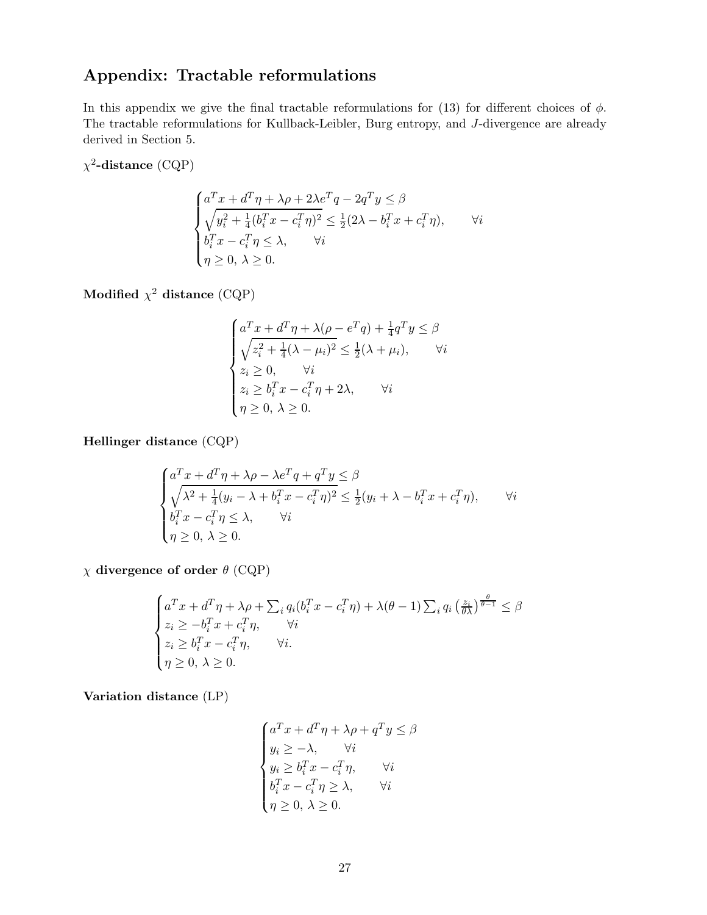## Appendix: Tractable reformulations

In this appendix we give the final tractable reformulations for (13) for different choices of $\phi$. The tractable reformulations for Kullback-Leibler, Burg entropy, and $J$-divergence are already derived in Section 5.

$\chi^2$**-distance** (CQP)

$$
\begin{cases}
a^T x + d^T \eta + \lambda \rho + 2\lambda e^T q - 2q^T y \leq \beta \\
\sqrt{y_i^2 + \frac{1}{4}(b_i^T x - c_i^T \eta)^2} \leq \frac{1}{2}(2\lambda - b_i^T x + c_i^T \eta), \qquad \forall i \\
b_i^T x - c_i^T \eta \leq \lambda, \qquad \forall i \\
\eta \geq 0,\ \lambda \geq 0.
\end{cases}
$$

**Modified** $\chi^2$ **distance** (CQP)

$$
\begin{cases}
a^T x + d^T \eta + \lambda(\rho - e^T q) + \frac{1}{4} q^T y \leq \beta \\
\sqrt{z_i^2 + \frac{1}{4}(\lambda - \mu_i)^2} \leq \frac{1}{2}(\lambda + \mu_i), \qquad \forall i \\
z_i \geq 0, \qquad \forall i \\
z_i \geq b_i^T x - c_i^T \eta + 2\lambda, \qquad \forall i \\
\eta \geq 0,\ \lambda \geq 0.
\end{cases}
$$

**Hellinger distance** (CQP)

$$
\begin{cases}
a^T x + d^T \eta + \lambda \rho - \lambda e^T q + q^T y \leq \beta \\
\sqrt{\lambda^2 + \frac{1}{4}(y_i - \lambda + b_i^T x - c_i^T \eta)^2} \leq \frac{1}{2}(y_i + \lambda - b_i^T x + c_i^T \eta), \qquad \forall i \\
b_i^T x - c_i^T \eta \leq \lambda, \qquad \forall i \\
\eta \geq 0,\ \lambda \geq 0.
\end{cases}
$$

$\chi$ **divergence of order** $\theta$ (CQP)

$$
\begin{cases}
a^T x + d^T \eta + \lambda \rho + \sum_i q_i (b_i^T x - c_i^T \eta) + \lambda(\theta - 1) \sum_i q_i \left(\frac{z_i}{\theta \lambda}\right)^{\frac{\theta}{\theta - 1}} \leq \beta \\
z_i \geq -b_i^T x + c_i^T \eta, \qquad \forall i \\
z_i \geq b_i^T x - c_i^T \eta, \qquad \forall i. \\
\eta \geq 0,\ \lambda \geq 0.
\end{cases}
$$

**Variation distance** (LP)

$$
\begin{cases}
a^T x + d^T \eta + \lambda \rho + q^T y \leq \beta \\
y_i \geq -\lambda, \qquad \forall i \\
y_i \geq b_i^T x - c_i^T \eta, \qquad \forall i \\
b_i^T x - c_i^T \eta \geq \lambda, \qquad \forall i \\
\eta \geq 0,\ \lambda \geq 0.
\end{cases}
$$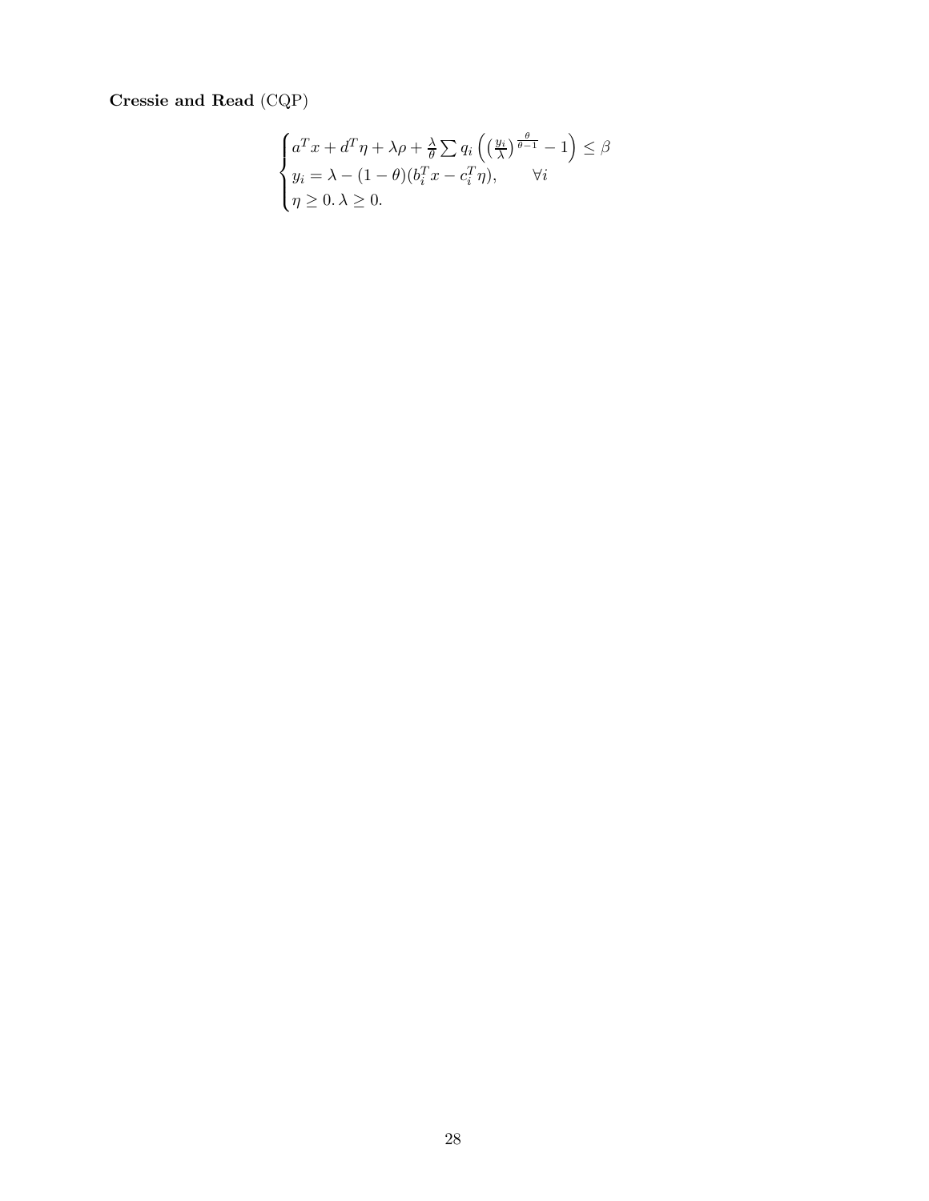**Cressie and Read** (CQP)

$$
\begin{cases}
a^T x + d^T \eta + \lambda \rho + \frac{\lambda}{\theta} \sum q_i \left( \left( \frac{y_i}{\lambda} \right)^{\frac{\theta}{\theta - 1}} - 1 \right) \leq \beta \\
y_i = \lambda - (1 - \theta)(b_i^T x - c_i^T \eta), \qquad \forall i \\
\eta \geq 0. \, \lambda \geq 0.
\end{cases}
$$